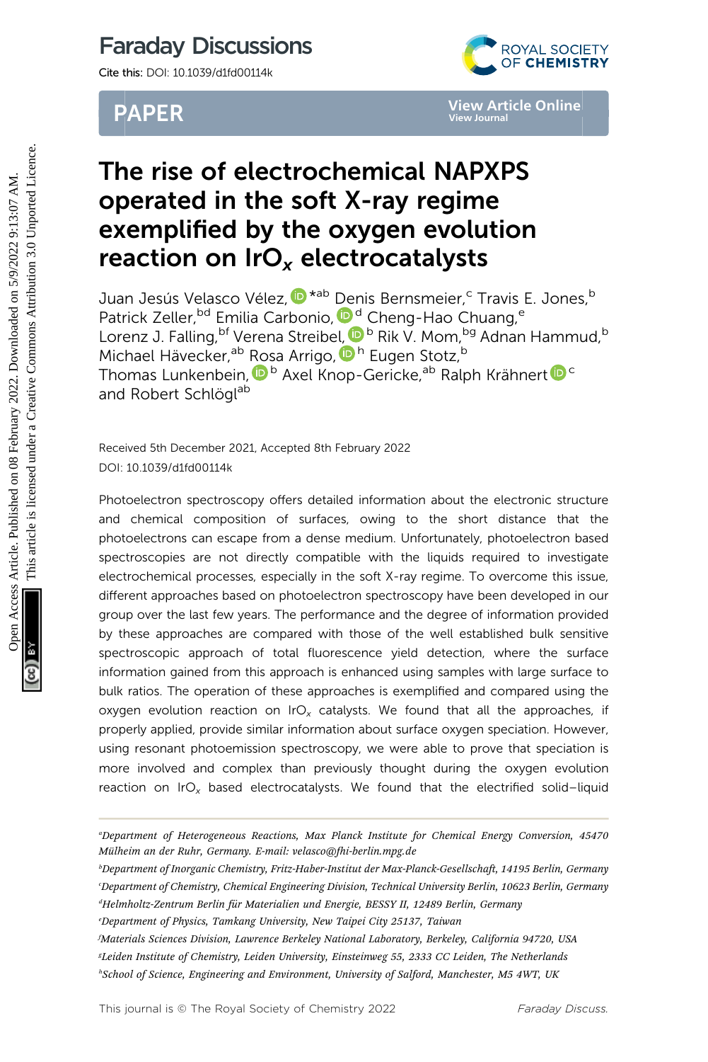# The rise of electrochemical NAPXPS operated in the soft X-ray regime exemplified by the oxygen evolution reaction on $IrO_x$ electrocatalysts

Juan Jesús Velasco Vélez, *[ab] Denis Bernsmeier,[c] Travis E. Jones,[b] Patrick Zeller,[bd] Emilia Carbonio,[d] Cheng-Hao Chuang,[e] Lorenz J. Falling,[bf] Verena Streibel,[b] Rik V. Mom,[bg] Adnan Hammud,[b] Michael Hävecker,[ab] Rosa Arrigo,[h] Eugen Stotz,[b] Thomas Lunkenbein,[b] Axel Knop-Gericke,[ab] Ralph Krähnert[c] and Robert Schlögl[ab]

Received 5th December 2021, Accepted 8th February 2022

DOI: 10.1039/d1fd00114k

Photoelectron spectroscopy offers detailed information about the electronic structure and chemical composition of surfaces, owing to the short distance that the photoelectrons can escape from a dense medium. Unfortunately, photoelectron based spectroscopies are not directly compatible with the liquids required to investigate electrochemical processes, especially in the soft X-ray regime. To overcome this issue, different approaches based on photoelectron spectroscopy have been developed in our group over the last few years. The performance and the degree of information provided by these approaches are compared with those of the well established bulk sensitive spectroscopic approach of total fluorescence yield detection, where the surface information gained from this approach is enhanced using samples with large surface to bulk ratios. The operation of these approaches is exemplified and compared using the oxygen evolution reaction on $IrO_x$ catalysts. We found that all the approaches, if properly applied, provide similar information about surface oxygen speciation. However, using resonant photoemission spectroscopy, we were able to prove that speciation is more involved and complex than previously thought during the oxygen evolution reaction on $IrO_x$ based electrocatalysts. We found that the electrified solid–liquid

[a] Department of Heterogeneous Reactions, Max Planck Institute for Chemical Energy Conversion, 45470 Mülheim an der Ruhr, Germany. E-mail: velasco@fhi-berlin.mpg.de

[b] Department of Inorganic Chemistry, Fritz-Haber-Institut der Max-Planck-Gesellschaft, 14195 Berlin, Germany

[c] Department of Chemistry, Chemical Engineering Division, Technical University Berlin, 10623 Berlin, Germany

[d] Helmholtz-Zentrum Berlin für Materialien und Energie, BESSY II, 12489 Berlin, Germany

[e] Department of Physics, Tamkang University, New Taipei City 25137, Taiwan

[f] Materials Sciences Division, Lawrence Berkeley National Laboratory, Berkeley, California 94720, USA

[g] Leiden Institute of Chemistry, Leiden University, Einsteinweg 55, 2333 CC Leiden, The Netherlands

[h] School of Science, Engineering and Environment, University of Salford, Manchester, M5 4WT, UK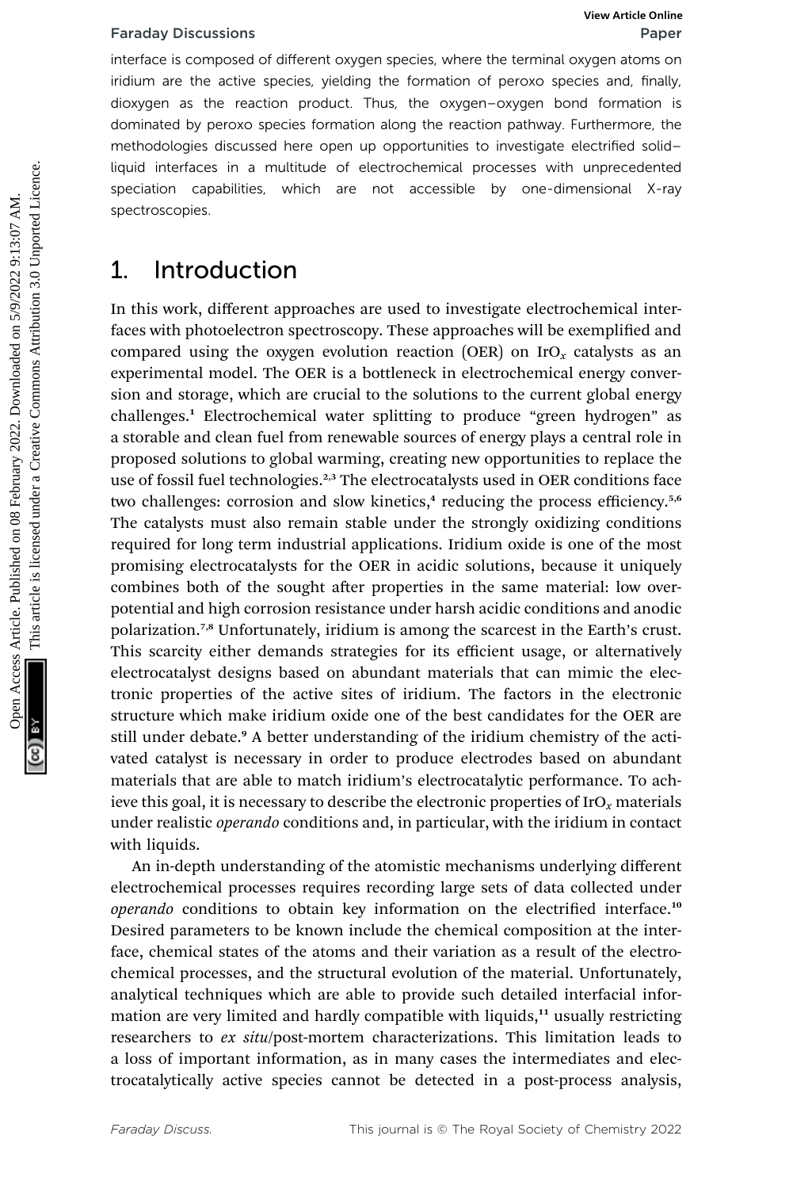interface is composed of different oxygen species, where the terminal oxygen atoms on iridium are the active species, yielding the formation of peroxo species and, finally, dioxygen as the reaction product. Thus, the oxygen–oxygen bond formation is dominated by peroxo species formation along the reaction pathway. Furthermore, the methodologies discussed here open up opportunities to investigate electrified solid–liquid interfaces in a multitude of electrochemical processes with unprecedented speciation capabilities, which are not accessible by one-dimensional X-ray spectroscopies.

## 1. Introduction

In this work, different approaches are used to investigate electrochemical interfaces with photoelectron spectroscopy. These approaches will be exemplified and compared using the oxygen evolution reaction (OER) on $IrO_x$ catalysts as an experimental model. The OER is a bottleneck in electrochemical energy conversion and storage, which are crucial to the solutions to the current global energy challenges.[1] Electrochemical water splitting to produce "green hydrogen" as a storable and clean fuel from renewable sources of energy plays a central role in proposed solutions to global warming, creating new opportunities to replace the use of fossil fuel technologies.[2,3] The electrocatalysts used in OER conditions face two challenges: corrosion and slow kinetics,[4] reducing the process efficiency.[5,6] The catalysts must also remain stable under the strongly oxidizing conditions required for long term industrial applications. Iridium oxide is one of the most promising electrocatalysts for the OER in acidic solutions, because it uniquely combines both of the sought after properties in the same material: low overpotential and high corrosion resistance under harsh acidic conditions and anodic polarization.[7,8] Unfortunately, iridium is among the scarcest in the Earth's crust. This scarcity either demands strategies for its efficient usage, or alternatively electrocatalyst designs based on abundant materials that can mimic the electronic properties of the active sites of iridium. The factors in the electronic structure which make iridium oxide one of the best candidates for the OER are still under debate.[9] A better understanding of the iridium chemistry of the activated catalyst is necessary in order to produce electrodes based on abundant materials that are able to match iridium's electrocatalytic performance. To achieve this goal, it is necessary to describe the electronic properties of $IrO_x$ materials under realistic *operando* conditions and, in particular, with the iridium in contact with liquids.

An in-depth understanding of the atomistic mechanisms underlying different electrochemical processes requires recording large sets of data collected under *operando* conditions to obtain key information on the electrified interface.[10] Desired parameters to be known include the chemical composition at the interface, chemical states of the atoms and their variation as a result of the electrochemical processes, and the structural evolution of the material. Unfortunately, analytical techniques which are able to provide such detailed interfacial information are very limited and hardly compatible with liquids,[11] usually restricting researchers to *ex situ*/post-mortem characterizations. This limitation leads to a loss of important information, as in many cases the intermediates and electrocatalytically active species cannot be detected in a post-process analysis,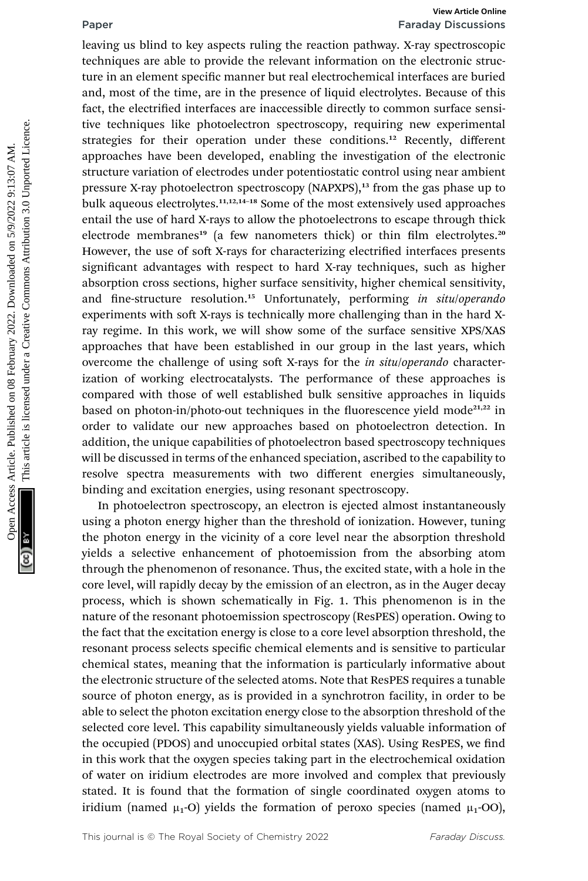leaving us blind to key aspects ruling the reaction pathway. X-ray spectroscopic techniques are able to provide the relevant information on the electronic structure in an element specific manner but real electrochemical interfaces are buried and, most of the time, are in the presence of liquid electrolytes. Because of this fact, the electrified interfaces are inaccessible directly to common surface sensitive techniques like photoelectron spectroscopy, requiring new experimental strategies for their operation under these conditions.[12] Recently, different approaches have been developed, enabling the investigation of the electronic structure variation of electrodes under potentiostatic control using near ambient pressure X-ray photoelectron spectroscopy (NAPXPS),[13] from the gas phase up to bulk aqueous electrolytes.[11,12,14–18] Some of the most extensively used approaches entail the use of hard X-rays to allow the photoelectrons to escape through thick electrode membranes[19] (a few nanometers thick) or thin film electrolytes.[20] However, the use of soft X-rays for characterizing electrified interfaces presents significant advantages with respect to hard X-ray techniques, such as higher absorption cross sections, higher surface sensitivity, higher chemical sensitivity, and fine-structure resolution.[15] Unfortunately, performing *in situ*/*operando* experiments with soft X-rays is technically more challenging than in the hard X-ray regime. In this work, we will show some of the surface sensitive XPS/XAS approaches that have been established in our group in the last years, which overcome the challenge of using soft X-rays for the *in situ*/*operando* characterization of working electrocatalysts. The performance of these approaches is compared with those of well established bulk sensitive approaches in liquids based on photon-in/photo-out techniques in the fluorescence yield mode[21,22] in order to validate our new approaches based on photoelectron detection. In addition, the unique capabilities of photoelectron based spectroscopy techniques will be discussed in terms of the enhanced speciation, ascribed to the capability to resolve spectra measurements with two different energies simultaneously, binding and excitation energies, using resonant spectroscopy.

In photoelectron spectroscopy, an electron is ejected almost instantaneously using a photon energy higher than the threshold of ionization. However, tuning the photon energy in the vicinity of a core level near the absorption threshold yields a selective enhancement of photoemission from the absorbing atom through the phenomenon of resonance. Thus, the excited state, with a hole in the core level, will rapidly decay by the emission of an electron, as in the Auger decay process, which is shown schematically in Fig. 1. This phenomenon is in the nature of the resonant photoemission spectroscopy (ResPES) operation. Owing to the fact that the excitation energy is close to a core level absorption threshold, the resonant process selects specific chemical elements and is sensitive to particular chemical states, meaning that the information is particularly informative about the electronic structure of the selected atoms. Note that ResPES requires a tunable source of photon energy, as is provided in a synchrotron facility, in order to be able to select the photon excitation energy close to the absorption threshold of the selected core level. This capability simultaneously yields valuable information of the occupied (PDOS) and unoccupied orbital states (XAS). Using ResPES, we find in this work that the oxygen species taking part in the electrochemical oxidation of water on iridium electrodes are more involved and complex that previously stated. It is found that the formation of single coordinated oxygen atoms to iridium (named $\mu_1$-O) yields the formation of peroxo species (named $\mu_1$-OO),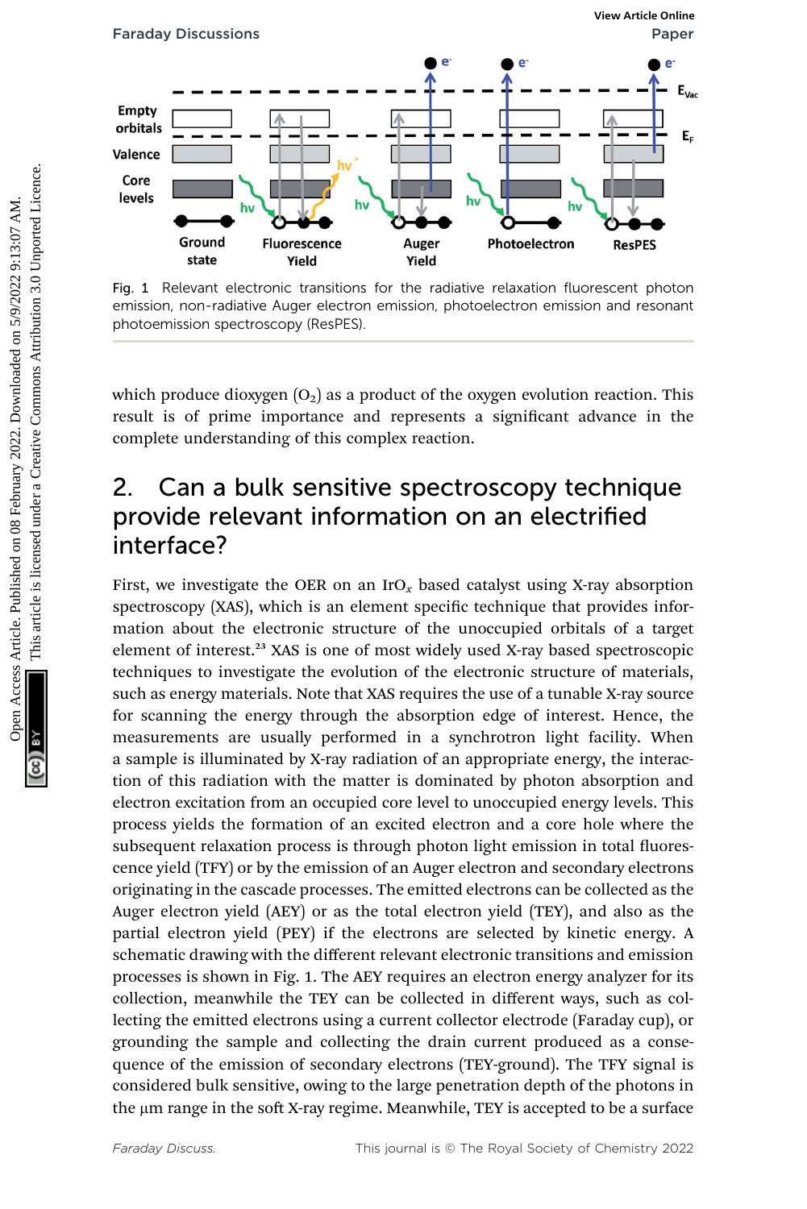Fig. 1 Relevant electronic transitions for the radiative relaxation fluorescent photon emission, non-radiative Auger electron emission, photoelectron emission and resonant photoemission spectroscopy (ResPES).

which produce dioxygen ($O_2$) as a product of the oxygen evolution reaction. This result is of prime importance and represents a significant advance in the complete understanding of this complex reaction.

## 2. Can a bulk sensitive spectroscopy technique provide relevant information on an electrified interface?

First, we investigate the OER on an $IrO_x$ based catalyst using X-ray absorption spectroscopy (XAS), which is an element specific technique that provides information about the electronic structure of the unoccupied orbitals of a target element of interest.[23] XAS is one of most widely used X-ray based spectroscopic techniques to investigate the evolution of the electronic structure of materials, such as energy materials. Note that XAS requires the use of a tunable X-ray source for scanning the energy through the absorption edge of interest. Hence, the measurements are usually performed in a synchrotron light facility. When a sample is illuminated by X-ray radiation of an appropriate energy, the interaction of this radiation with the matter is dominated by photon absorption and electron excitation from an occupied core level to unoccupied energy levels. This process yields the formation of an excited electron and a core hole where the subsequent relaxation process is through photon light emission in total fluorescence yield (TFY) or by the emission of an Auger electron and secondary electrons originating in the cascade processes. The emitted electrons can be collected as the Auger electron yield (AEY) or as the total electron yield (TEY), and also as the partial electron yield (PEY) if the electrons are selected by kinetic energy. A schematic drawing with the different relevant electronic transitions and emission processes is shown in Fig. 1. The AEY requires an electron energy analyzer for its collection, meanwhile the TEY can be collected in different ways, such as collecting the emitted electrons using a current collector electrode (Faraday cup), or grounding the sample and collecting the drain current produced as a consequence of the emission of secondary electrons (TEY-ground). The TFY signal is considered bulk sensitive, owing to the large penetration depth of the photons in the μm range in the soft X-ray regime. Meanwhile, TEY is accepted to be a surface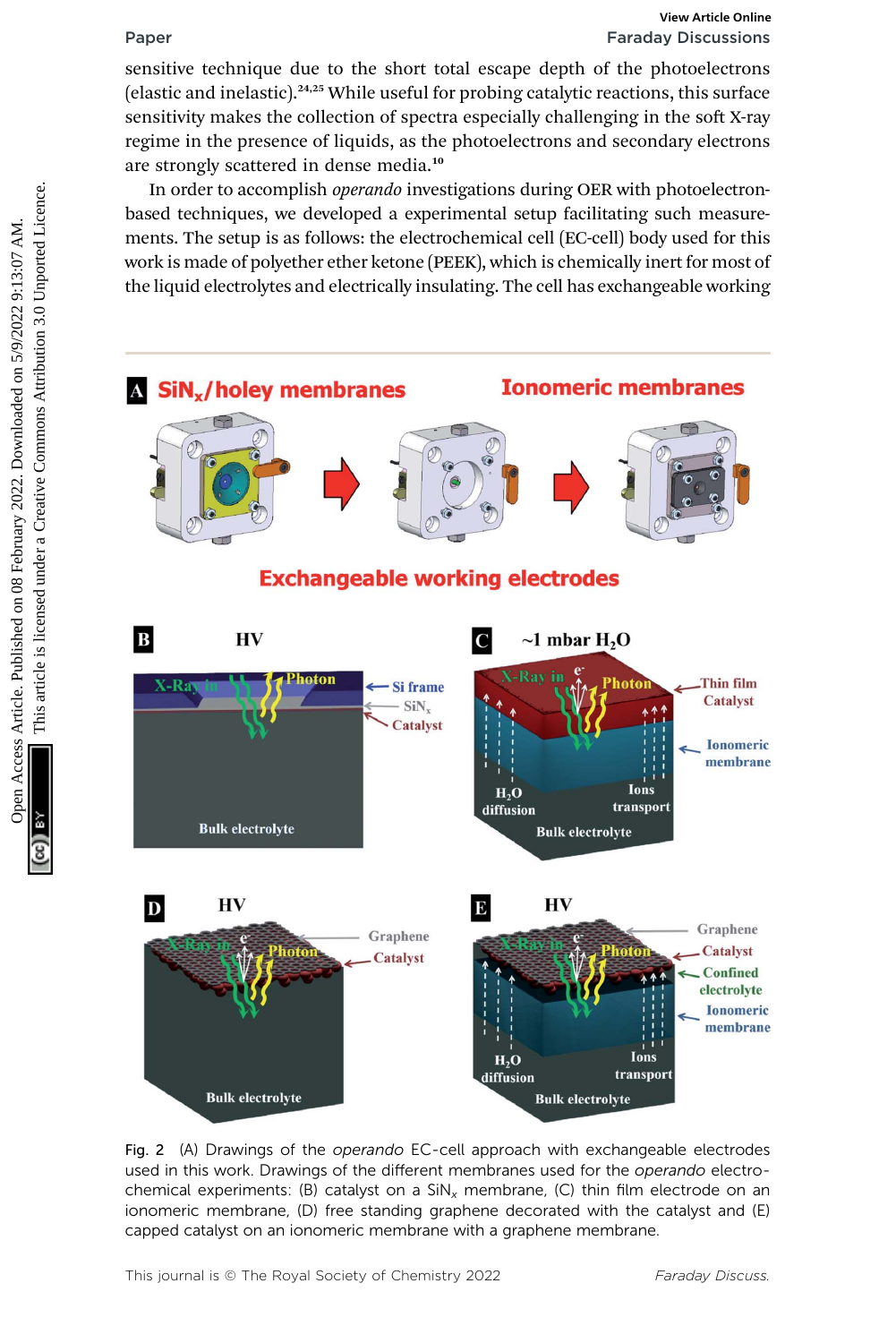sensitive technique due to the short total escape depth of the photoelectrons (elastic and inelastic).[24,25] While useful for probing catalytic reactions, this surface sensitivity makes the collection of spectra especially challenging in the soft X-ray regime in the presence of liquids, as the photoelectrons and secondary electrons are strongly scattered in dense media.[10]

In order to accomplish *operando* investigations during OER with photoelectron-based techniques, we developed a experimental setup facilitating such measurements. The setup is as follows: the electrochemical cell (EC-cell) body used for this work is made of polyether ether ketone (PEEK), which is chemically inert for most of the liquid electrolytes and electrically insulating. The cell has exchangeable working

Fig. 2 (A) Drawings of the *operando* EC-cell approach with exchangeable electrodes used in this work. Drawings of the different membranes used for the *operando* electrochemical experiments: (B) catalyst on a $SiN_x$ membrane, (C) thin film electrode on an ionomeric membrane, (D) free standing graphene decorated with the catalyst and (E) capped catalyst on an ionomeric membrane with a graphene membrane.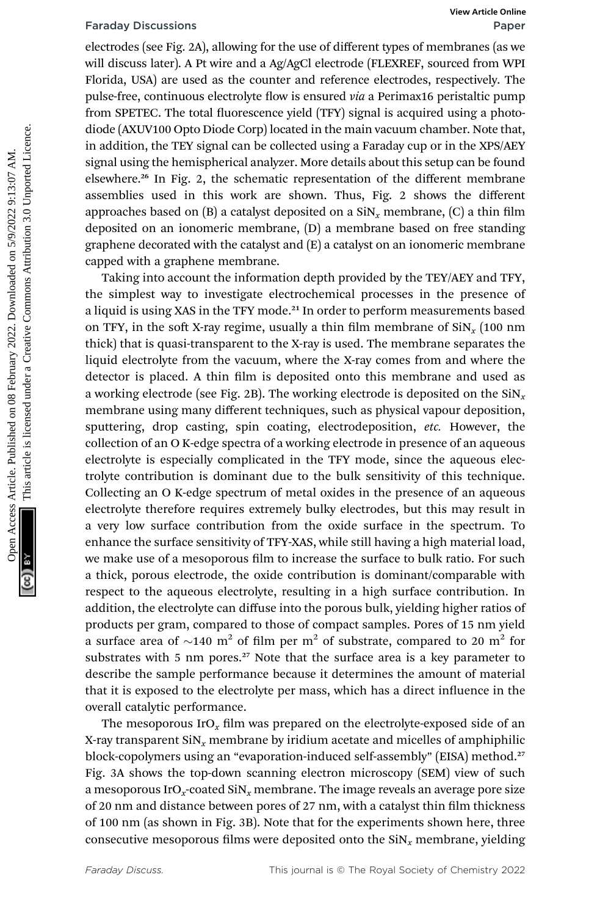electrodes (see Fig. 2A), allowing for the use of different types of membranes (as we will discuss later). A Pt wire and a Ag/AgCl electrode (FLEXREF, sourced from WPI Florida, USA) are used as the counter and reference electrodes, respectively. The pulse-free, continuous electrolyte flow is ensured *via* a Perimax16 peristaltic pump from SPETEC. The total fluorescence yield (TFY) signal is acquired using a photodiode (AXUV100 Opto Diode Corp) located in the main vacuum chamber. Note that, in addition, the TEY signal can be collected using a Faraday cup or in the XPS/AEY signal using the hemispherical analyzer. More details about this setup can be found elsewhere.[26] In Fig. 2, the schematic representation of the different membrane assemblies used in this work are shown. Thus, Fig. 2 shows the different approaches based on (B) a catalyst deposited on a $SiN_x$ membrane, (C) a thin film deposited on an ionomeric membrane, (D) a membrane based on free standing graphene decorated with the catalyst and (E) a catalyst on an ionomeric membrane capped with a graphene membrane.

Taking into account the information depth provided by the TEY/AEY and TFY, the simplest way to investigate electrochemical processes in the presence of a liquid is using XAS in the TFY mode.[21] In order to perform measurements based on TFY, in the soft X-ray regime, usually a thin film membrane of $SiN_x$ (100 nm thick) that is quasi-transparent to the X-ray is used. The membrane separates the liquid electrolyte from the vacuum, where the X-ray comes from and where the detector is placed. A thin film is deposited onto this membrane and used as a working electrode (see Fig. 2B). The working electrode is deposited on the $SiN_x$ membrane using many different techniques, such as physical vapour deposition, sputtering, drop casting, spin coating, electrodeposition, *etc.* However, the collection of an O K-edge spectra of a working electrode in presence of an aqueous electrolyte is especially complicated in the TFY mode, since the aqueous electrolyte contribution is dominant due to the bulk sensitivity of this technique. Collecting an O K-edge spectrum of metal oxides in the presence of an aqueous electrolyte therefore requires extremely bulky electrodes, but this may result in a very low surface contribution from the oxide surface in the spectrum. To enhance the surface sensitivity of TFY-XAS, while still having a high material load, we make use of a mesoporous film to increase the surface to bulk ratio. For such a thick, porous electrode, the oxide contribution is dominant/comparable with respect to the aqueous electrolyte, resulting in a high surface contribution. In addition, the electrolyte can diffuse into the porous bulk, yielding higher ratios of products per gram, compared to those of compact samples. Pores of 15 nm yield a surface area of ~140 $m^2$ of film per $m^2$ of substrate, compared to 20 $m^2$ for substrates with 5 nm pores.[27] Note that the surface area is a key parameter to describe the sample performance because it determines the amount of material that it is exposed to the electrolyte per mass, which has a direct influence in the overall catalytic performance.

The mesoporous $IrO_x$ film was prepared on the electrolyte-exposed side of an X-ray transparent $SiN_x$ membrane by iridium acetate and micelles of amphiphilic block-copolymers using an "evaporation-induced self-assembly" (EISA) method.[27] Fig. 3A shows the top-down scanning electron microscopy (SEM) view of such a mesoporous $IrO_x$-coated $SiN_x$ membrane. The image reveals an average pore size of 20 nm and distance between pores of 27 nm, with a catalyst thin film thickness of 100 nm (as shown in Fig. 3B). Note that for the experiments shown here, three consecutive mesoporous films were deposited onto the $SiN_x$ membrane, yielding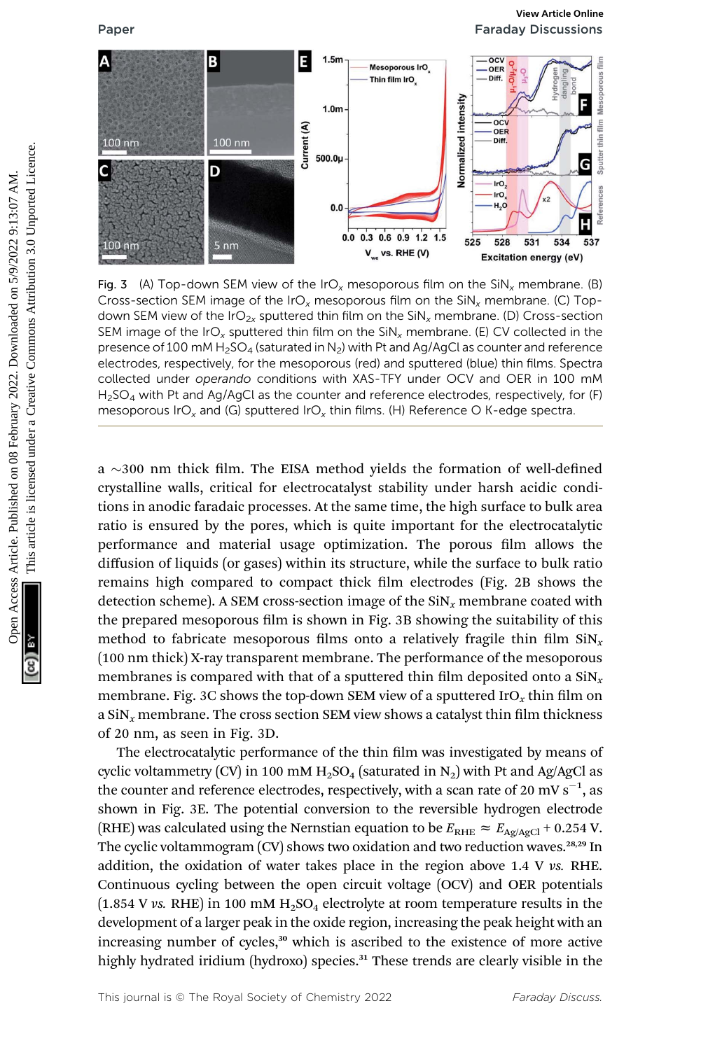Fig. 3 (A) Top-down SEM view of the $IrO_x$ mesoporous film on the $SiN_x$ membrane. (B) Cross-section SEM image of the $IrO_x$ mesoporous film on the $SiN_x$ membrane. (C) Top-down SEM view of the $IrO_{2x}$ sputtered thin film on the $SiN_x$ membrane. (D) Cross-section SEM image of the $IrO_x$ sputtered thin film on the $SiN_x$ membrane. (E) CV collected in the presence of 100 mM $H_2SO_4$ (saturated in $N_2$) with Pt and Ag/AgCl as counter and reference electrodes, respectively, for the mesoporous (red) and sputtered (blue) thin films. Spectra collected under *operando* conditions with XAS-TFY under OCV and OER in 100 mM $H_2SO_4$ with Pt and Ag/AgCl as the counter and reference electrodes, respectively, for (F) mesoporous $IrO_x$ and (G) sputtered $IrO_x$ thin films. (H) Reference O K-edge spectra.

a ~300 nm thick film. The EISA method yields the formation of well-defined crystalline walls, critical for electrocatalyst stability under harsh acidic conditions in anodic faradaic processes. At the same time, the high surface to bulk area ratio is ensured by the pores, which is quite important for the electrocatalytic performance and material usage optimization. The porous film allows the diffusion of liquids (or gases) within its structure, while the surface to bulk ratio remains high compared to compact thick film electrodes (Fig. 2B shows the detection scheme). A SEM cross-section image of the $SiN_x$ membrane coated with the prepared mesoporous film is shown in Fig. 3B showing the suitability of this method to fabricate mesoporous films onto a relatively fragile thin film $SiN_x$ (100 nm thick) X-ray transparent membrane. The performance of the mesoporous membranes is compared with that of a sputtered thin film deposited onto a $SiN_x$ membrane. Fig. 3C shows the top-down SEM view of a sputtered $IrO_x$ thin film on a $SiN_x$ membrane. The cross section SEM view shows a catalyst thin film thickness of 20 nm, as seen in Fig. 3D.

The electrocatalytic performance of the thin film was investigated by means of cyclic voltammetry (CV) in 100 mM $H_2SO_4$ (saturated in $N_2$) with Pt and Ag/AgCl as the counter and reference electrodes, respectively, with a scan rate of 20 mV $s^{-1}$, as shown in Fig. 3E. The potential conversion to the reversible hydrogen electrode (RHE) was calculated using the Nernstian equation to be $E_{RHE} \approx E_{Ag/AgCl} + 0.254$ V. The cyclic voltammogram (CV) shows two oxidation and two reduction waves.[28,29] In addition, the oxidation of water takes place in the region above 1.4 V *vs.* RHE. Continuous cycling between the open circuit voltage (OCV) and OER potentials (1.854 V *vs.* RHE) in 100 mM $H_2SO_4$ electrolyte at room temperature results in the development of a larger peak in the oxide region, increasing the peak height with an increasing number of cycles,[30] which is ascribed to the existence of more active highly hydrated iridium (hydroxo) species.[31] These trends are clearly visible in the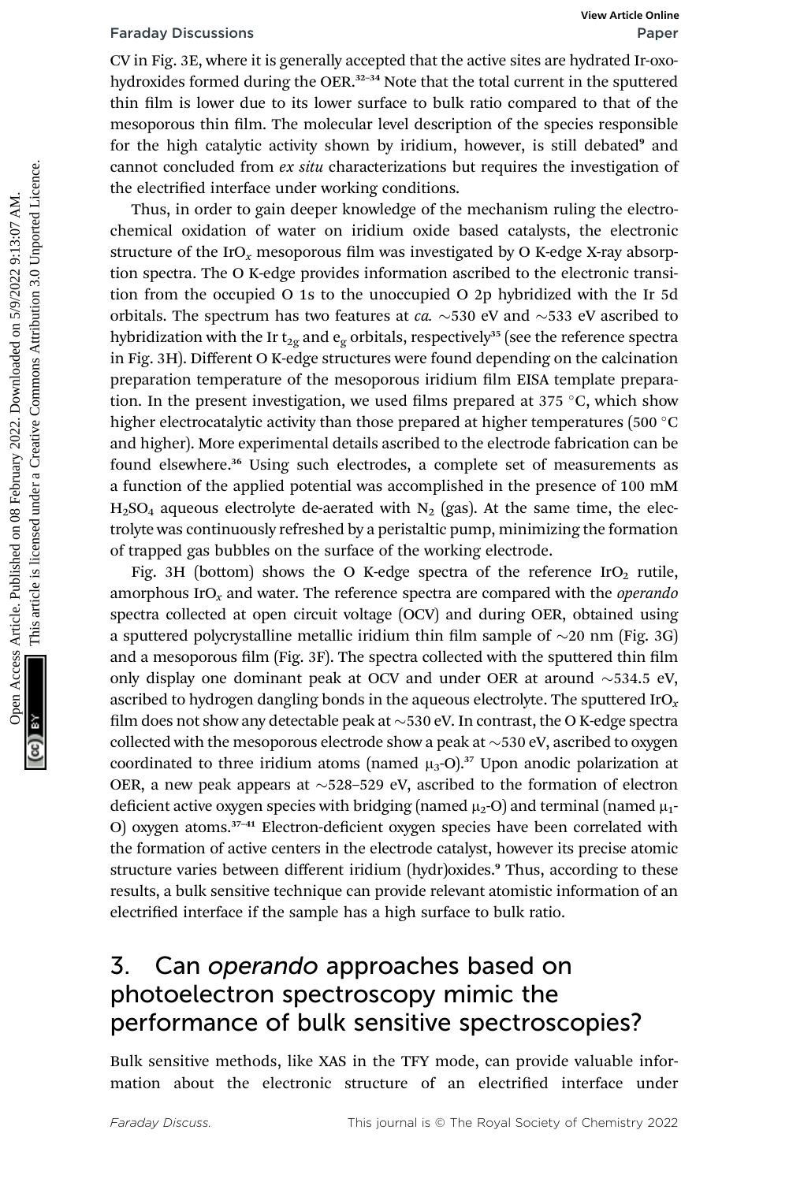CV in Fig. 3E, where it is generally accepted that the active sites are hydrated Ir-oxo-hydroxides formed during the OER.[32–34] Note that the total current in the sputtered thin film is lower due to its lower surface to bulk ratio compared to that of the mesoporous thin film. The molecular level description of the species responsible for the high catalytic activity shown by iridium, however, is still debated[9] and cannot concluded from *ex situ* characterizations but requires the investigation of the electrified interface under working conditions.

Thus, in order to gain deeper knowledge of the mechanism ruling the electrochemical oxidation of water on iridium oxide based catalysts, the electronic structure of the $IrO_x$ mesoporous film was investigated by O K-edge X-ray absorption spectra. The O K-edge provides information ascribed to the electronic transition from the occupied O 1s to the unoccupied O 2p hybridized with the Ir 5d orbitals. The spectrum has two features at *ca.* ~530 eV and ~533 eV ascribed to hybridization with the Ir $t_{2g}$ and $e_g$ orbitals, respectively[35] (see the reference spectra in Fig. 3H). Different O K-edge structures were found depending on the calcination preparation temperature of the mesoporous iridium film EISA template preparation. In the present investigation, we used films prepared at 375 °C, which show higher electrocatalytic activity than those prepared at higher temperatures (500 °C and higher). More experimental details ascribed to the electrode fabrication can be found elsewhere.[36] Using such electrodes, a complete set of measurements as a function of the applied potential was accomplished in the presence of 100 mM $H_2SO_4$ aqueous electrolyte de-aerated with $N_2$ (gas). At the same time, the electrolyte was continuously refreshed by a peristaltic pump, minimizing the formation of trapped gas bubbles on the surface of the working electrode.

Fig. 3H (bottom) shows the O K-edge spectra of the reference $IrO_2$ rutile, amorphous $IrO_x$ and water. The reference spectra are compared with the *operando* spectra collected at open circuit voltage (OCV) and during OER, obtained using a sputtered polycrystalline metallic iridium thin film sample of ~20 nm (Fig. 3G) and a mesoporous film (Fig. 3F). The spectra collected with the sputtered thin film only display one dominant peak at OCV and under OER at around ~534.5 eV, ascribed to hydrogen dangling bonds in the aqueous electrolyte. The sputtered $IrO_x$ film does not show any detectable peak at ~530 eV. In contrast, the O K-edge spectra collected with the mesoporous electrode show a peak at ~530 eV, ascribed to oxygen coordinated to three iridium atoms (named $\mu_3$-O).[37] Upon anodic polarization at OER, a new peak appears at ~528–529 eV, ascribed to the formation of electron deficient active oxygen species with bridging (named $\mu_2$-O) and terminal (named $\mu_1$-O) oxygen atoms.[37–41] Electron-deficient oxygen species have been correlated with the formation of active centers in the electrode catalyst, however its precise atomic structure varies between different iridium (hydr)oxides.[9] Thus, according to these results, a bulk sensitive technique can provide relevant atomistic information of an electrified interface if the sample has a high surface to bulk ratio.

# 3. Can *operando* approaches based on photoelectron spectroscopy mimic the performance of bulk sensitive spectroscopies?

Bulk sensitive methods, like XAS in the TFY mode, can provide valuable information about the electronic structure of an electrified interface under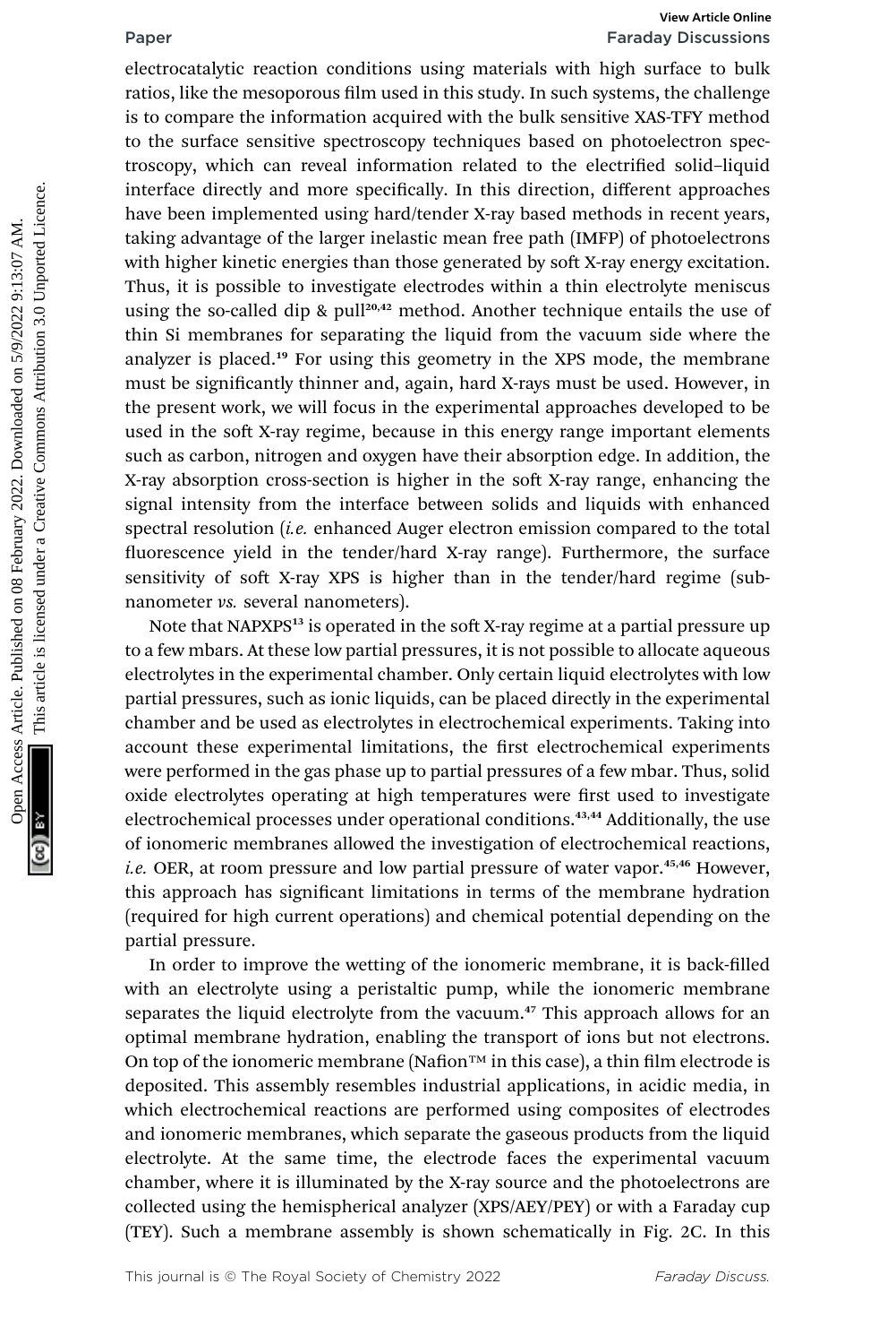electrocatalytic reaction conditions using materials with high surface to bulk ratios, like the mesoporous film used in this study. In such systems, the challenge is to compare the information acquired with the bulk sensitive XAS-TFY method to the surface sensitive spectroscopy techniques based on photoelectron spectroscopy, which can reveal information related to the electrified solid–liquid interface directly and more specifically. In this direction, different approaches have been implemented using hard/tender X-ray based methods in recent years, taking advantage of the larger inelastic mean free path (IMFP) of photoelectrons with higher kinetic energies than those generated by soft X-ray energy excitation. Thus, it is possible to investigate electrodes within a thin electrolyte meniscus using the so-called dip & pull[20,42] method. Another technique entails the use of thin Si membranes for separating the liquid from the vacuum side where the analyzer is placed.[19] For using this geometry in the XPS mode, the membrane must be significantly thinner and, again, hard X-rays must be used. However, in the present work, we will focus in the experimental approaches developed to be used in the soft X-ray regime, because in this energy range important elements such as carbon, nitrogen and oxygen have their absorption edge. In addition, the X-ray absorption cross-section is higher in the soft X-ray range, enhancing the signal intensity from the interface between solids and liquids with enhanced spectral resolution (*i.e.* enhanced Auger electron emission compared to the total fluorescence yield in the tender/hard X-ray range). Furthermore, the surface sensitivity of soft X-ray XPS is higher than in the tender/hard regime (sub-nanometer *vs.* several nanometers).

Note that NAPXPS[13] is operated in the soft X-ray regime at a partial pressure up to a few mbars. At these low partial pressures, it is not possible to allocate aqueous electrolytes in the experimental chamber. Only certain liquid electrolytes with low partial pressures, such as ionic liquids, can be placed directly in the experimental chamber and be used as electrolytes in electrochemical experiments. Taking into account these experimental limitations, the first electrochemical experiments were performed in the gas phase up to partial pressures of a few mbar. Thus, solid oxide electrolytes operating at high temperatures were first used to investigate electrochemical processes under operational conditions.[43,44] Additionally, the use of ionomeric membranes allowed the investigation of electrochemical reactions, *i.e.* OER, at room pressure and low partial pressure of water vapor.[45,46] However, this approach has significant limitations in terms of the membrane hydration (required for high current operations) and chemical potential depending on the partial pressure.

In order to improve the wetting of the ionomeric membrane, it is back-filled with an electrolyte using a peristaltic pump, while the ionomeric membrane separates the liquid electrolyte from the vacuum.[47] This approach allows for an optimal membrane hydration, enabling the transport of ions but not electrons. On top of the ionomeric membrane (Nafion™ in this case), a thin film electrode is deposited. This assembly resembles industrial applications, in acidic media, in which electrochemical reactions are performed using composites of electrodes and ionomeric membranes, which separate the gaseous products from the liquid electrolyte. At the same time, the electrode faces the experimental vacuum chamber, where it is illuminated by the X-ray source and the photoelectrons are collected using the hemispherical analyzer (XPS/AEY/PEY) or with a Faraday cup (TEY). Such a membrane assembly is shown schematically in Fig. 2C. In this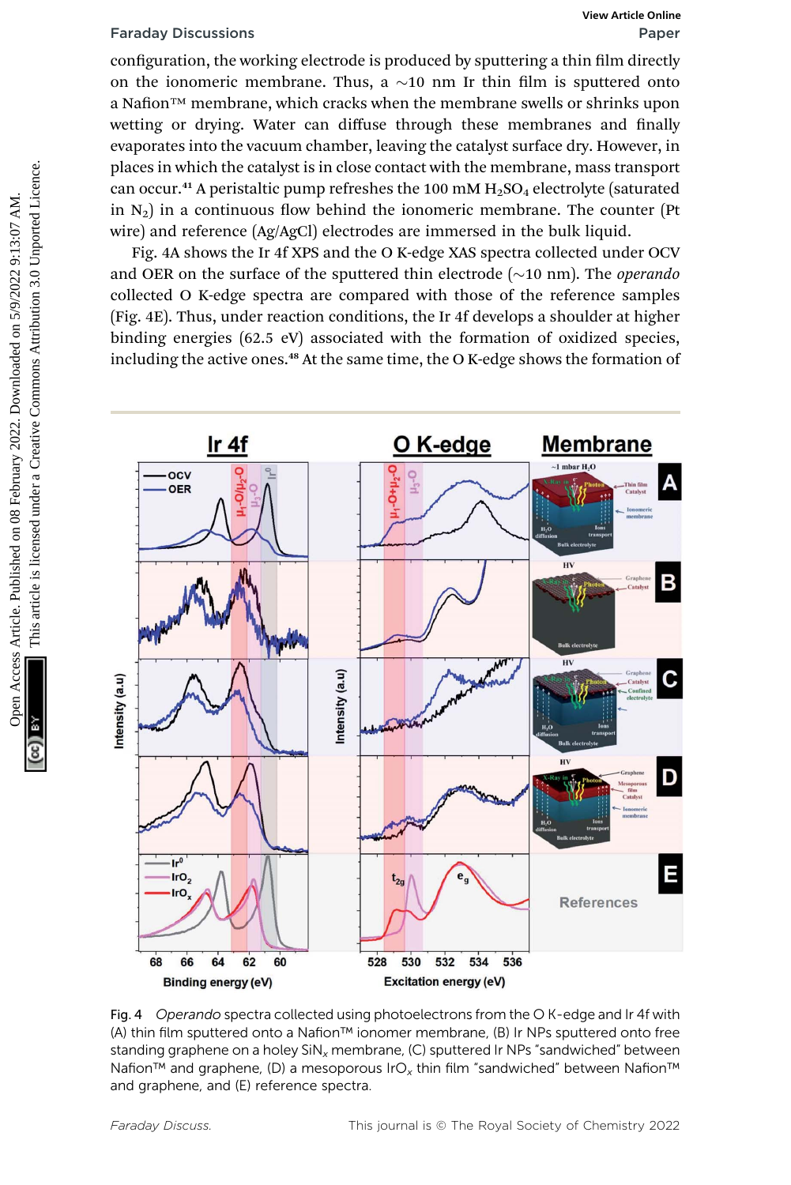configuration, the working electrode is produced by sputtering a thin film directly on the ionomeric membrane. Thus, a ~10 nm Ir thin film is sputtered onto a Nafion™ membrane, which cracks when the membrane swells or shrinks upon wetting or drying. Water can diffuse through these membranes and finally evaporates into the vacuum chamber, leaving the catalyst surface dry. However, in places in which the catalyst is in close contact with the membrane, mass transport can occur.[41] A peristaltic pump refreshes the 100 mM $H_2SO_4$ electrolyte (saturated in $N_2$) in a continuous flow behind the ionomeric membrane. The counter (Pt wire) and reference (Ag/AgCl) electrodes are immersed in the bulk liquid.

Fig. 4A shows the Ir 4f XPS and the O K-edge XAS spectra collected under OCV and OER on the surface of the sputtered thin electrode (~10 nm). The *operando* collected O K-edge spectra are compared with those of the reference samples (Fig. 4E). Thus, under reaction conditions, the Ir 4f develops a shoulder at higher binding energies (62.5 eV) associated with the formation of oxidized species, including the active ones.[48] At the same time, the O K-edge shows the formation of

Fig. 4 *Operando* spectra collected using photoelectrons from the O K-edge and Ir 4f with (A) thin film sputtered onto a Nafion™ ionomer membrane, (B) Ir NPs sputtered onto free standing graphene on a holey $SiN_x$ membrane, (C) sputtered Ir NPs "sandwiched" between Nafion™ and graphene, (D) a mesoporous $IrO_x$ thin film "sandwiched" between Nafion™ and graphene, and (E) reference spectra.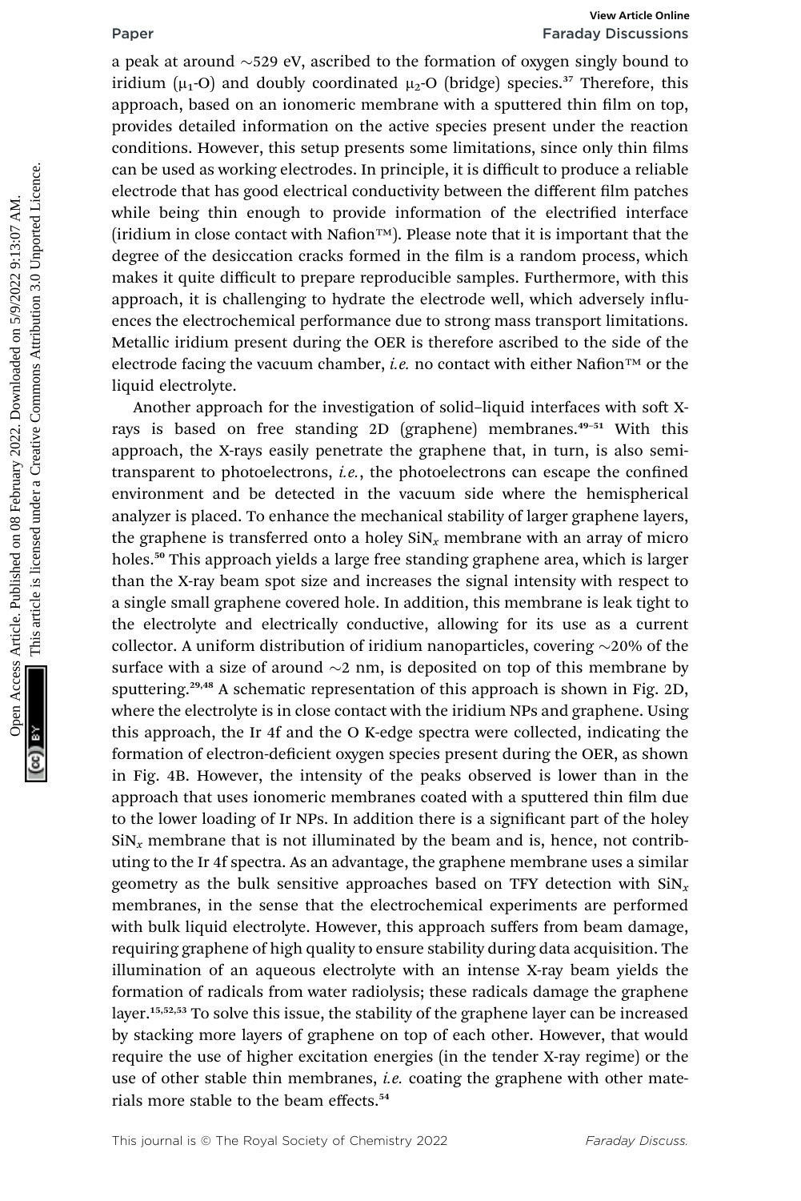a peak at around ~529 eV, ascribed to the formation of oxygen singly bound to iridium ($\mu_1$-O) and doubly coordinated $\mu_2$-O (bridge) species.[37] Therefore, this approach, based on an ionomeric membrane with a sputtered thin film on top, provides detailed information on the active species present under the reaction conditions. However, this setup presents some limitations, since only thin films can be used as working electrodes. In principle, it is difficult to produce a reliable electrode that has good electrical conductivity between the different film patches while being thin enough to provide information of the electrified interface (iridium in close contact with Nafion™). Please note that it is important that the degree of the desiccation cracks formed in the film is a random process, which makes it quite difficult to prepare reproducible samples. Furthermore, with this approach, it is challenging to hydrate the electrode well, which adversely influences the electrochemical performance due to strong mass transport limitations. Metallic iridium present during the OER is therefore ascribed to the side of the electrode facing the vacuum chamber, *i.e.* no contact with either Nafion™ or the liquid electrolyte.

Another approach for the investigation of solid–liquid interfaces with soft X-rays is based on free standing 2D (graphene) membranes.[49–51] With this approach, the X-rays easily penetrate the graphene that, in turn, is also semi-transparent to photoelectrons, *i.e.*, the photoelectrons can escape the confined environment and be detected in the vacuum side where the hemispherical analyzer is placed. To enhance the mechanical stability of larger graphene layers, the graphene is transferred onto a holey $SiN_x$ membrane with an array of micro holes.[50] This approach yields a large free standing graphene area, which is larger than the X-ray beam spot size and increases the signal intensity with respect to a single small graphene covered hole. In addition, this membrane is leak tight to the electrolyte and electrically conductive, allowing for its use as a current collector. A uniform distribution of iridium nanoparticles, covering ~20% of the surface with a size of around ~2 nm, is deposited on top of this membrane by sputtering.[29,48] A schematic representation of this approach is shown in Fig. 2D, where the electrolyte is in close contact with the iridium NPs and graphene. Using this approach, the Ir 4f and the O K-edge spectra were collected, indicating the formation of electron-deficient oxygen species present during the OER, as shown in Fig. 4B. However, the intensity of the peaks observed is lower than in the approach that uses ionomeric membranes coated with a sputtered thin film due to the lower loading of Ir NPs. In addition there is a significant part of the holey $SiN_x$ membrane that is not illuminated by the beam and is, hence, not contributing to the Ir 4f spectra. As an advantage, the graphene membrane uses a similar geometry as the bulk sensitive approaches based on TFY detection with $SiN_x$ membranes, in the sense that the electrochemical experiments are performed with bulk liquid electrolyte. However, this approach suffers from beam damage, requiring graphene of high quality to ensure stability during data acquisition. The illumination of an aqueous electrolyte with an intense X-ray beam yields the formation of radicals from water radiolysis; these radicals damage the graphene layer.[15,52,53] To solve this issue, the stability of the graphene layer can be increased by stacking more layers of graphene on top of each other. However, that would require the use of higher excitation energies (in the tender X-ray regime) or the use of other stable thin membranes, *i.e.* coating the graphene with other materials more stable to the beam effects.[54]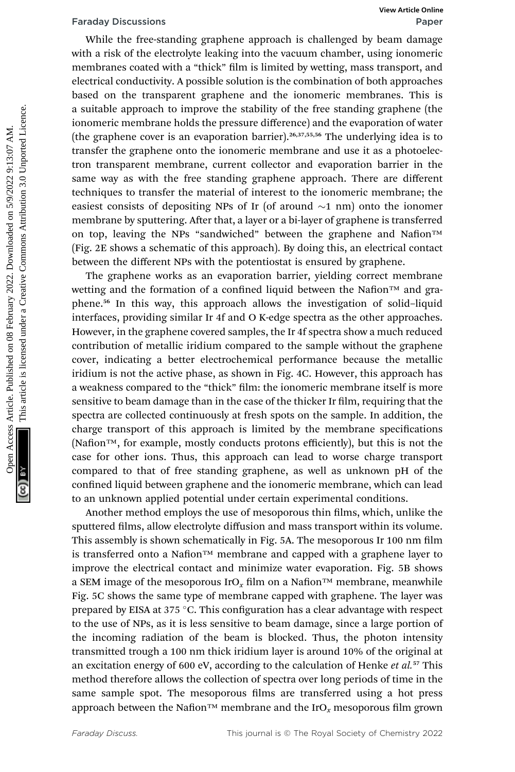While the free-standing graphene approach is challenged by beam damage with a risk of the electrolyte leaking into the vacuum chamber, using ionomeric membranes coated with a "thick" film is limited by wetting, mass transport, and electrical conductivity. A possible solution is the combination of both approaches based on the transparent graphene and the ionomeric membranes. This is a suitable approach to improve the stability of the free standing graphene (the ionomeric membrane holds the pressure difference) and the evaporation of water (the graphene cover is an evaporation barrier).[26,37,55,56] The underlying idea is to transfer the graphene onto the ionomeric membrane and use it as a photoelectron transparent membrane, current collector and evaporation barrier in the same way as with the free standing graphene approach. There are different techniques to transfer the material of interest to the ionomeric membrane; the easiest consists of depositing NPs of Ir (of around ~1 nm) onto the ionomer membrane by sputtering. After that, a layer or a bi-layer of graphene is transferred on top, leaving the NPs "sandwiched" between the graphene and Nafion™ (Fig. 2E shows a schematic of this approach). By doing this, an electrical contact between the different NPs with the potentiostat is ensured by graphene.

The graphene works as an evaporation barrier, yielding correct membrane wetting and the formation of a confined liquid between the Nafion™ and graphene.[56] In this way, this approach allows the investigation of solid–liquid interfaces, providing similar Ir 4f and O K-edge spectra as the other approaches. However, in the graphene covered samples, the Ir 4f spectra show a much reduced contribution of metallic iridium compared to the sample without the graphene cover, indicating a better electrochemical performance because the metallic iridium is not the active phase, as shown in Fig. 4C. However, this approach has a weakness compared to the "thick" film: the ionomeric membrane itself is more sensitive to beam damage than in the case of the thicker Ir film, requiring that the spectra are collected continuously at fresh spots on the sample. In addition, the charge transport of this approach is limited by the membrane specifications (Nafion™, for example, mostly conducts protons efficiently), but this is not the case for other ions. Thus, this approach can lead to worse charge transport compared to that of free standing graphene, as well as unknown pH of the confined liquid between graphene and the ionomeric membrane, which can lead to an unknown applied potential under certain experimental conditions.

Another method employs the use of mesoporous thin films, which, unlike the sputtered films, allow electrolyte diffusion and mass transport within its volume. This assembly is shown schematically in Fig. 5A. The mesoporous Ir 100 nm film is transferred onto a Nafion™ membrane and capped with a graphene layer to improve the electrical contact and minimize water evaporation. Fig. 5B shows a SEM image of the mesoporous $IrO_x$ film on a Nafion™ membrane, meanwhile Fig. 5C shows the same type of membrane capped with graphene. The layer was prepared by EISA at 375 °C. This configuration has a clear advantage with respect to the use of NPs, as it is less sensitive to beam damage, since a large portion of the incoming radiation of the beam is blocked. Thus, the photon intensity transmitted trough a 100 nm thick iridium layer is around 10% of the original at an excitation energy of 600 eV, according to the calculation of Henke *et al.*[57] This method therefore allows the collection of spectra over long periods of time in the same sample spot. The mesoporous films are transferred using a hot press approach between the Nafion™ membrane and the $IrO_x$ mesoporous film grown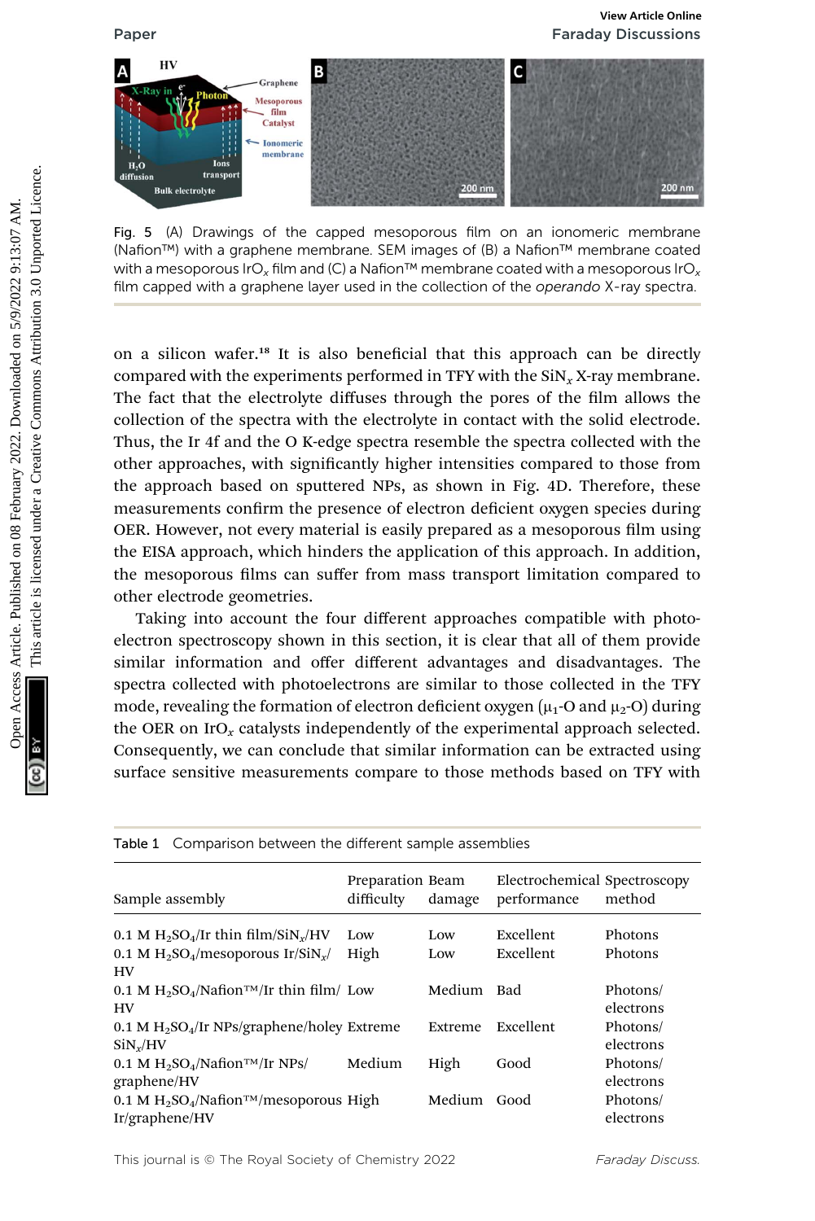Fig. 5 (A) Drawings of the capped mesoporous film on an ionomeric membrane (Nafion™) with a graphene membrane. SEM images of (B) a Nafion™ membrane coated with a mesoporous $IrO_x$ film and (C) a Nafion™ membrane coated with a mesoporous $IrO_x$ film capped with a graphene layer used in the collection of the *operando* X-ray spectra.

on a silicon wafer.[18] It is also beneficial that this approach can be directly compared with the experiments performed in TFY with the $SiN_x$ X-ray membrane. The fact that the electrolyte diffuses through the pores of the film allows the collection of the spectra with the electrolyte in contact with the solid electrode. Thus, the Ir 4f and the O K-edge spectra resemble the spectra collected with the other approaches, with significantly higher intensities compared to those from the approach based on sputtered NPs, as shown in Fig. 4D. Therefore, these measurements confirm the presence of electron deficient oxygen species during OER. However, not every material is easily prepared as a mesoporous film using the EISA approach, which hinders the application of this approach. In addition, the mesoporous films can suffer from mass transport limitation compared to other electrode geometries.

Taking into account the four different approaches compatible with photoelectron spectroscopy shown in this section, it is clear that all of them provide similar information and offer different advantages and disadvantages. The spectra collected with photoelectrons are similar to those collected in the TFY mode, revealing the formation of electron deficient oxygen ($\mu_1$-O and $\mu_2$-O) during the OER on $IrO_x$ catalysts independently of the experimental approach selected. Consequently, we can conclude that similar information can be extracted using surface sensitive measurements compare to those methods based on TFY with

Table 1 Comparison between the different sample assemblies

| Sample assembly | Preparation difficulty | Beam damage | Electrochemical performance | Spectroscopy method |
|---|---|---|---|---|
| 0.1 M $H_2SO_4$/Ir thin film/$SiN_x$/HV | Low | Low | Excellent | Photons |
| 0.1 M $H_2SO_4$/mesoporous Ir/$SiN_x$/HV | High | Low | Excellent | Photons |
| 0.1 M $H_2SO_4$/Nafion™/Ir thin film/HV | Low | Medium | Bad | Photons/electrons |
| 0.1 M $H_2SO_4$/Ir NPs/graphene/holey $SiN_x$/HV | Extreme | Extreme | Excellent | Photons/electrons |
| 0.1 M $H_2SO_4$/Nafion™/Ir NPs/graphene/HV | Medium | High | Good | Photons/electrons |
| 0.1 M $H_2SO_4$/Nafion™/mesoporous Ir/graphene/HV | High | Medium | Good | Photons/electrons |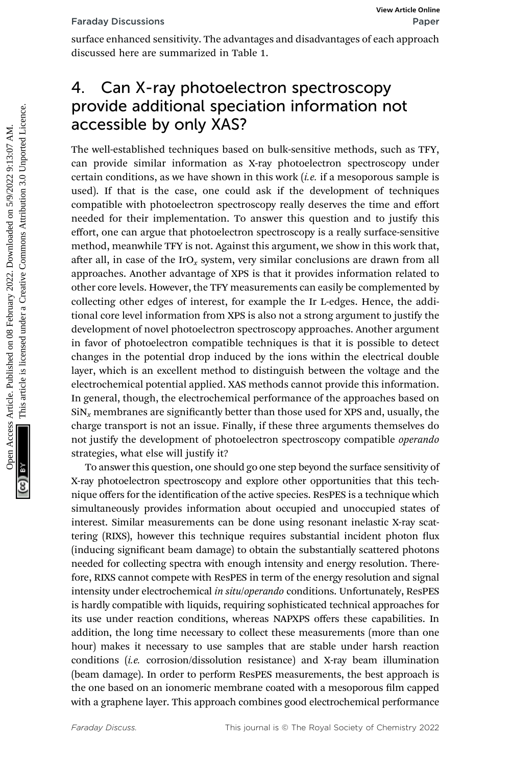surface enhanced sensitivity. The advantages and disadvantages of each approach discussed here are summarized in Table 1.

## 4. Can X-ray photoelectron spectroscopy provide additional speciation information not accessible by only XAS?

The well-established techniques based on bulk-sensitive methods, such as TFY, can provide similar information as X-ray photoelectron spectroscopy under certain conditions, as we have shown in this work (*i.e.* if a mesoporous sample is used). If that is the case, one could ask if the development of techniques compatible with photoelectron spectroscopy really deserves the time and effort needed for their implementation. To answer this question and to justify this effort, one can argue that photoelectron spectroscopy is a really surface-sensitive method, meanwhile TFY is not. Against this argument, we show in this work that, after all, in case of the $IrO_x$ system, very similar conclusions are drawn from all approaches. Another advantage of XPS is that it provides information related to other core levels. However, the TFY measurements can easily be complemented by collecting other edges of interest, for example the Ir L-edges. Hence, the additional core level information from XPS is also not a strong argument to justify the development of novel photoelectron spectroscopy approaches. Another argument in favor of photoelectron compatible techniques is that it is possible to detect changes in the potential drop induced by the ions within the electrical double layer, which is an excellent method to distinguish between the voltage and the electrochemical potential applied. XAS methods cannot provide this information. In general, though, the electrochemical performance of the approaches based on $SiN_x$ membranes are significantly better than those used for XPS and, usually, the charge transport is not an issue. Finally, if these three arguments themselves do not justify the development of photoelectron spectroscopy compatible *operando* strategies, what else will justify it?

To answer this question, one should go one step beyond the surface sensitivity of X-ray photoelectron spectroscopy and explore other opportunities that this technique offers for the identification of the active species. ResPES is a technique which simultaneously provides information about occupied and unoccupied states of interest. Similar measurements can be done using resonant inelastic X-ray scattering (RIXS), however this technique requires substantial incident photon flux (inducing significant beam damage) to obtain the substantially scattered photons needed for collecting spectra with enough intensity and energy resolution. Therefore, RIXS cannot compete with ResPES in term of the energy resolution and signal intensity under electrochemical *in situ*/*operando* conditions. Unfortunately, ResPES is hardly compatible with liquids, requiring sophisticated technical approaches for its use under reaction conditions, whereas NAPXPS offers these capabilities. In addition, the long time necessary to collect these measurements (more than one hour) makes it necessary to use samples that are stable under harsh reaction conditions (*i.e.* corrosion/dissolution resistance) and X-ray beam illumination (beam damage). In order to perform ResPES measurements, the best approach is the one based on an ionomeric membrane coated with a mesoporous film capped with a graphene layer. This approach combines good electrochemical performance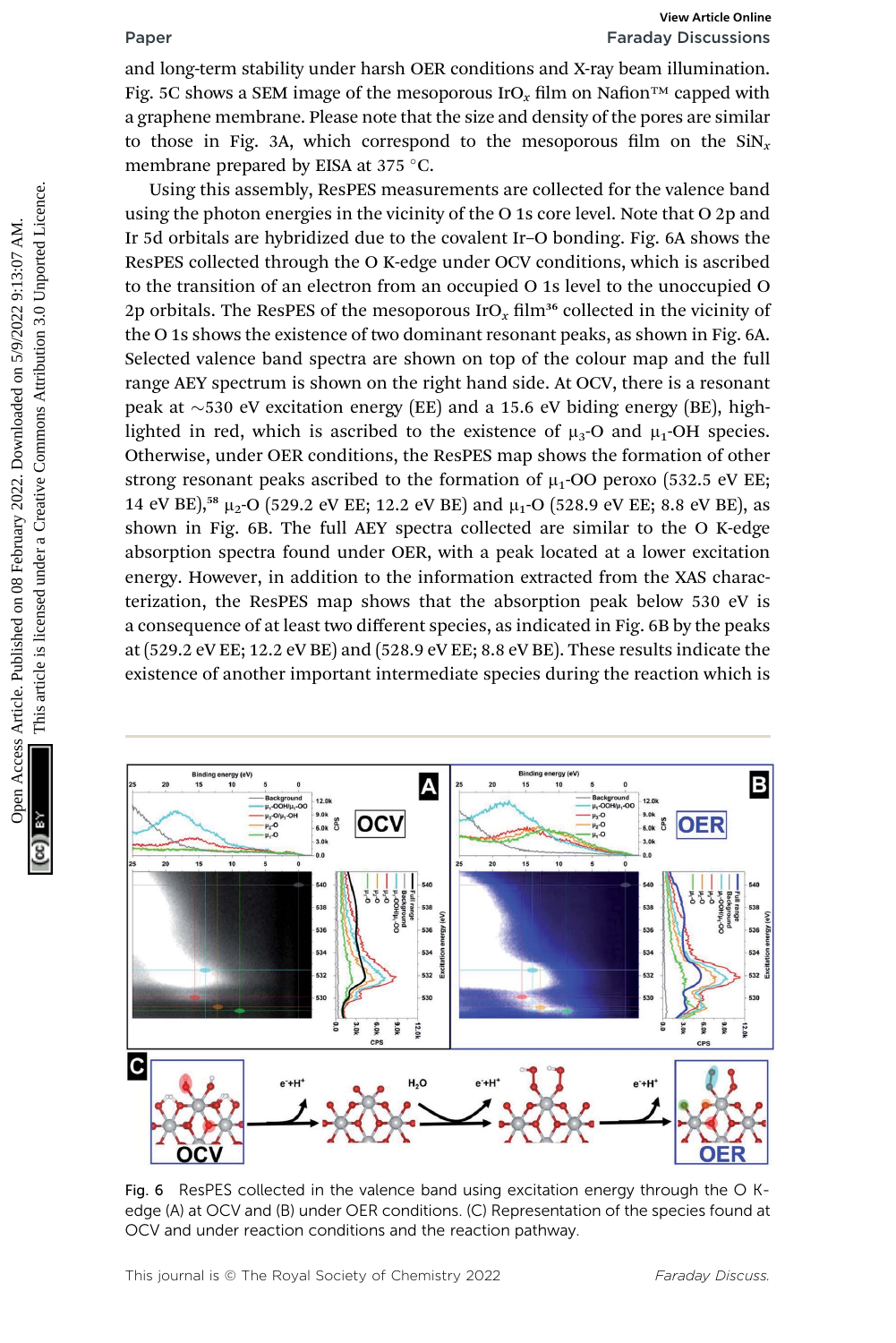and long-term stability under harsh OER conditions and X-ray beam illumination. Fig. 5C shows a SEM image of the mesoporous $IrO_x$ film on Nafion™ capped with a graphene membrane. Please note that the size and density of the pores are similar to those in Fig. 3A, which correspond to the mesoporous film on the $SiN_x$ membrane prepared by EISA at 375 °C.

Using this assembly, ResPES measurements are collected for the valence band using the photon energies in the vicinity of the O 1s core level. Note that O 2p and Ir 5d orbitals are hybridized due to the covalent Ir–O bonding. Fig. 6A shows the ResPES collected through the O K-edge under OCV conditions, which is ascribed to the transition of an electron from an occupied O 1s level to the unoccupied O 2p orbitals. The ResPES of the mesoporous $IrO_x$ film[36] collected in the vicinity of the O 1s shows the existence of two dominant resonant peaks, as shown in Fig. 6A. Selected valence band spectra are shown on top of the colour map and the full range AEY spectrum is shown on the right hand side. At OCV, there is a resonant peak at ~530 eV excitation energy (EE) and a 15.6 eV biding energy (BE), highlighted in red, which is ascribed to the existence of $\mu_3$-O and $\mu_1$-OH species. Otherwise, under OER conditions, the ResPES map shows the formation of other strong resonant peaks ascribed to the formation of $\mu_1$-OO peroxo (532.5 eV EE; 14 eV BE),[58] $\mu_2$-O (529.2 eV EE; 12.2 eV BE) and $\mu_1$-O (528.9 eV EE; 8.8 eV BE), as shown in Fig. 6B. The full AEY spectra collected are similar to the O K-edge absorption spectra found under OER, with a peak located at a lower excitation energy. However, in addition to the information extracted from the XAS characterization, the ResPES map shows that the absorption peak below 530 eV is a consequence of at least two different species, as indicated in Fig. 6B by the peaks at (529.2 eV EE; 12.2 eV BE) and (528.9 eV EE; 8.8 eV BE). These results indicate the existence of another important intermediate species during the reaction which is

Fig. 6 ResPES collected in the valence band using excitation energy through the O K-edge (A) at OCV and (B) under OER conditions. (C) Representation of the species found at OCV and under reaction conditions and the reaction pathway.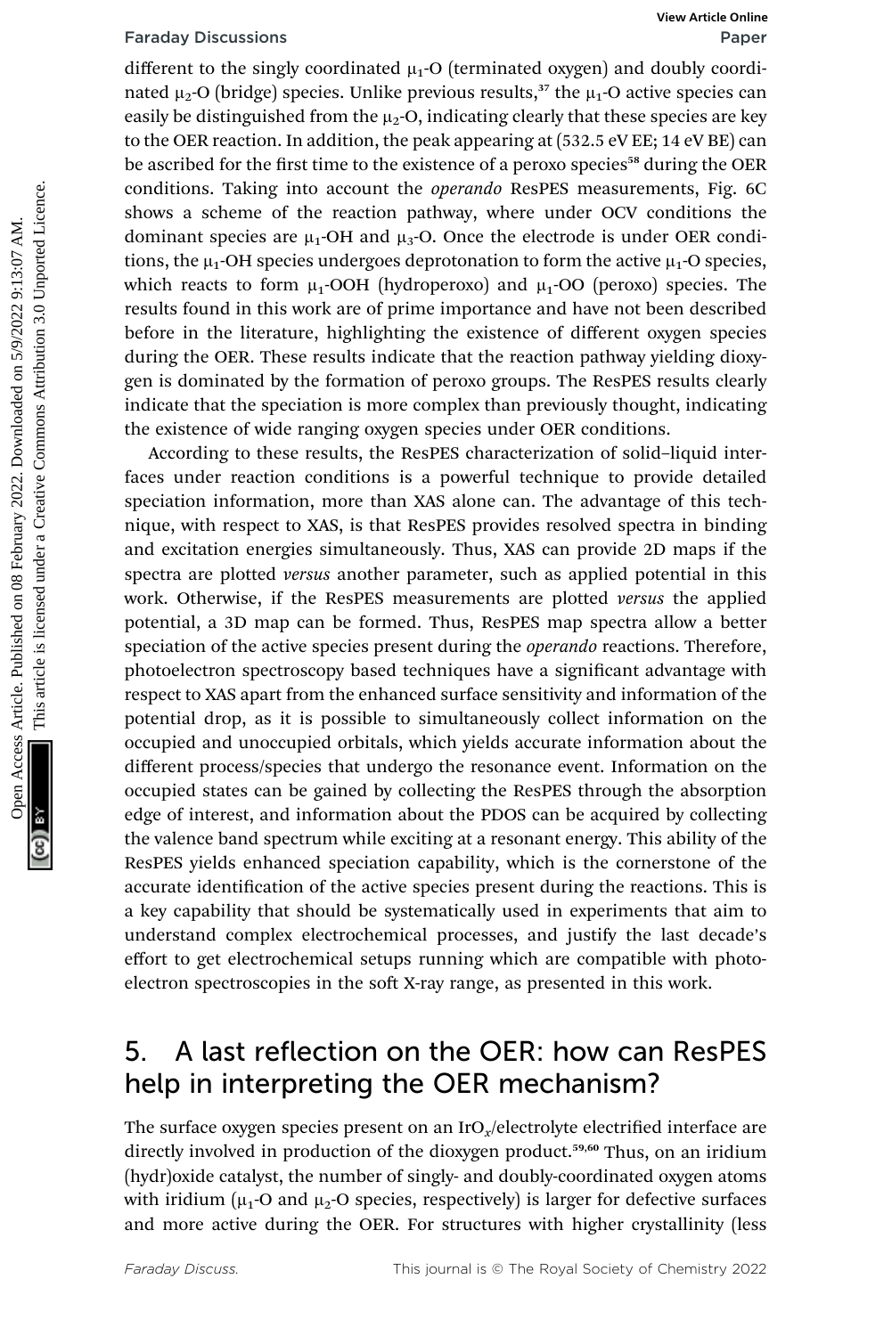different to the singly coordinated $\mu_1$-O (terminated oxygen) and doubly coordinated $\mu_2$-O (bridge) species. Unlike previous results,[37] the $\mu_1$-O active species can easily be distinguished from the $\mu_2$-O, indicating clearly that these species are key to the OER reaction. In addition, the peak appearing at (532.5 eV EE; 14 eV BE) can be ascribed for the first time to the existence of a peroxo species[58] during the OER conditions. Taking into account the *operando* ResPES measurements, Fig. 6C shows a scheme of the reaction pathway, where under OCV conditions the dominant species are $\mu_1$-OH and $\mu_3$-O. Once the electrode is under OER conditions, the $\mu_1$-OH species undergoes deprotonation to form the active $\mu_1$-O species, which reacts to form $\mu_1$-OOH (hydroperoxo) and $\mu_1$-OO (peroxo) species. The results found in this work are of prime importance and have not been described before in the literature, highlighting the existence of different oxygen species during the OER. These results indicate that the reaction pathway yielding dioxygen is dominated by the formation of peroxo groups. The ResPES results clearly indicate that the speciation is more complex than previously thought, indicating the existence of wide ranging oxygen species under OER conditions.

According to these results, the ResPES characterization of solid–liquid interfaces under reaction conditions is a powerful technique to provide detailed speciation information, more than XAS alone can. The advantage of this technique, with respect to XAS, is that ResPES provides resolved spectra in binding and excitation energies simultaneously. Thus, XAS can provide 2D maps if the spectra are plotted *versus* another parameter, such as applied potential in this work. Otherwise, if the ResPES measurements are plotted *versus* the applied potential, a 3D map can be formed. Thus, ResPES map spectra allow a better speciation of the active species present during the *operando* reactions. Therefore, photoelectron spectroscopy based techniques have a significant advantage with respect to XAS apart from the enhanced surface sensitivity and information of the potential drop, as it is possible to simultaneously collect information on the occupied and unoccupied orbitals, which yields accurate information about the different process/species that undergo the resonance event. Information on the occupied states can be gained by collecting the ResPES through the absorption edge of interest, and information about the PDOS can be acquired by collecting the valence band spectrum while exciting at a resonant energy. This ability of the ResPES yields enhanced speciation capability, which is the cornerstone of the accurate identification of the active species present during the reactions. This is a key capability that should be systematically used in experiments that aim to understand complex electrochemical processes, and justify the last decade's effort to get electrochemical setups running which are compatible with photoelectron spectroscopies in the soft X-ray range, as presented in this work.

## 5. A last reflection on the OER: how can ResPES help in interpreting the OER mechanism?

The surface oxygen species present on an $IrO_x$/electrolyte electrified interface are directly involved in production of the dioxygen product.[59,60] Thus, on an iridium (hydr)oxide catalyst, the number of singly- and doubly-coordinated oxygen atoms with iridium ($\mu_1$-O and $\mu_2$-O species, respectively) is larger for defective surfaces and more active during the OER. For structures with higher crystallinity (less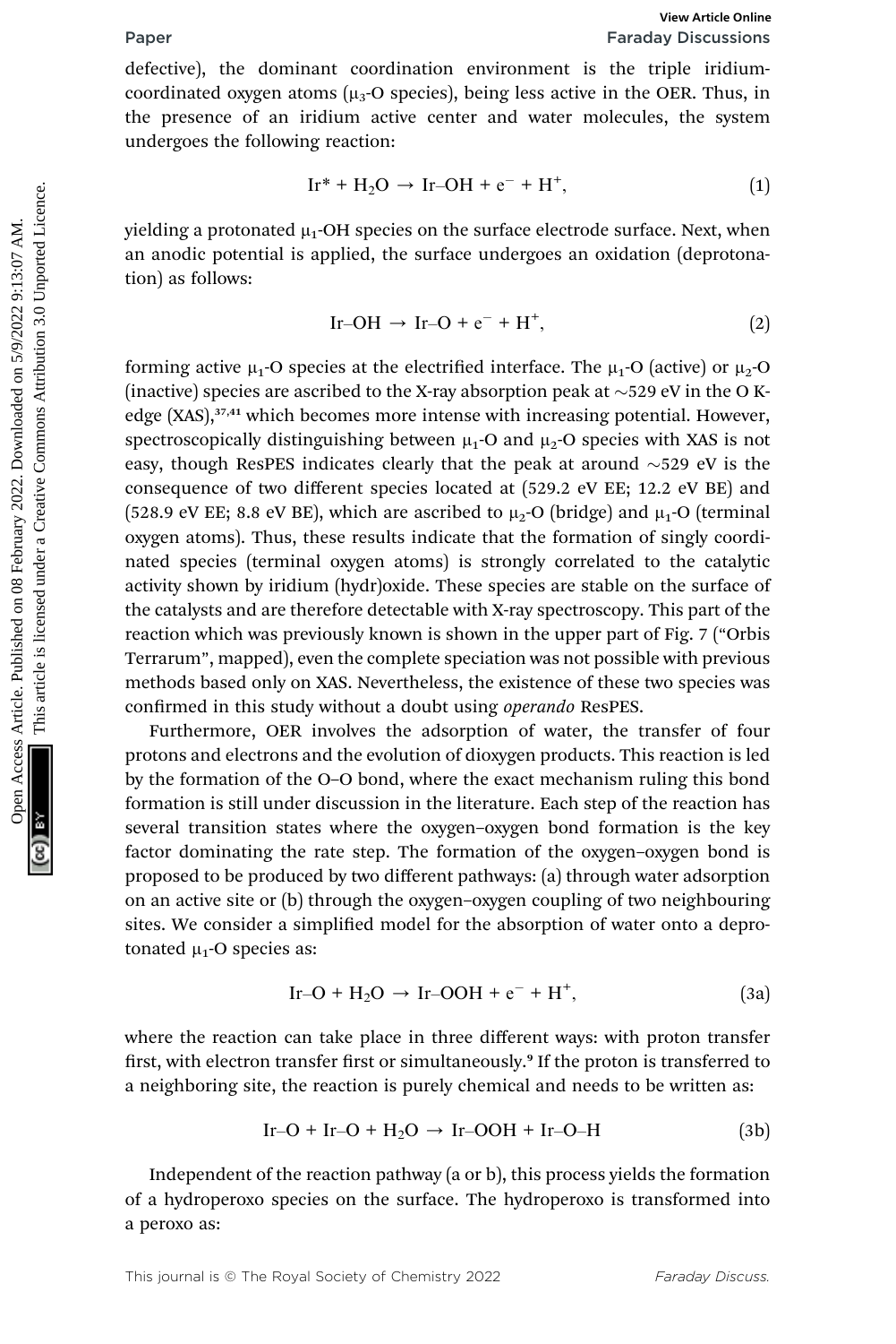defective), the dominant coordination environment is the triple iridium-coordinated oxygen atoms ($\mu_3$-O species), being less active in the OER. Thus, in the presence of an iridium active center and water molecules, the system undergoes the following reaction:

$$\text{Ir}^* + \text{H}_2\text{O} \rightarrow \text{Ir–OH} + \text{e}^- + \text{H}^+, \tag{1}$$

yielding a protonated $\mu_1$-OH species on the surface electrode surface. Next, when an anodic potential is applied, the surface undergoes an oxidation (deprotonation) as follows:

$$\text{Ir–OH} \rightarrow \text{Ir–O} + \text{e}^- + \text{H}^+, \tag{2}$$

forming active $\mu_1$-O species at the electrified interface. The $\mu_1$-O (active) or $\mu_2$-O (inactive) species are ascribed to the X-ray absorption peak at ~529 eV in the O K-edge (XAS),[37,41] which becomes more intense with increasing potential. However, spectroscopically distinguishing between $\mu_1$-O and $\mu_2$-O species with XAS is not easy, though ResPES indicates clearly that the peak at around ~529 eV is the consequence of two different species located at (529.2 eV EE; 12.2 eV BE) and (528.9 eV EE; 8.8 eV BE), which are ascribed to $\mu_2$-O (bridge) and $\mu_1$-O (terminal oxygen atoms). Thus, these results indicate that the formation of singly coordinated species (terminal oxygen atoms) is strongly correlated to the catalytic activity shown by iridium (hydr)oxide. These species are stable on the surface of the catalysts and are therefore detectable with X-ray spectroscopy. This part of the reaction which was previously known is shown in the upper part of Fig. 7 ("Orbis Terrarum", mapped), even the complete speciation was not possible with previous methods based only on XAS. Nevertheless, the existence of these two species was confirmed in this study without a doubt using *operando* ResPES.

Furthermore, OER involves the adsorption of water, the transfer of four protons and electrons and the evolution of dioxygen products. This reaction is led by the formation of the O–O bond, where the exact mechanism ruling this bond formation is still under discussion in the literature. Each step of the reaction has several transition states where the oxygen–oxygen bond formation is the key factor dominating the rate step. The formation of the oxygen–oxygen bond is proposed to be produced by two different pathways: (a) through water adsorption on an active site or (b) through the oxygen–oxygen coupling of two neighbouring sites. We consider a simplified model for the absorption of water onto a deprotonated $\mu_1$-O species as:

$$\text{Ir–O} + \text{H}_2\text{O} \rightarrow \text{Ir–OOH} + \text{e}^- + \text{H}^+, \tag{3a}$$

where the reaction can take place in three different ways: with proton transfer first, with electron transfer first or simultaneously.[9] If the proton is transferred to a neighboring site, the reaction is purely chemical and needs to be written as:

$$\text{Ir–O} + \text{Ir–O} + \text{H}_2\text{O} \rightarrow \text{Ir–OOH} + \text{Ir–O–H} \tag{3b}$$

Independent of the reaction pathway (a or b), this process yields the formation of a hydroperoxo species on the surface. The hydroperoxo is transformed into a peroxo as: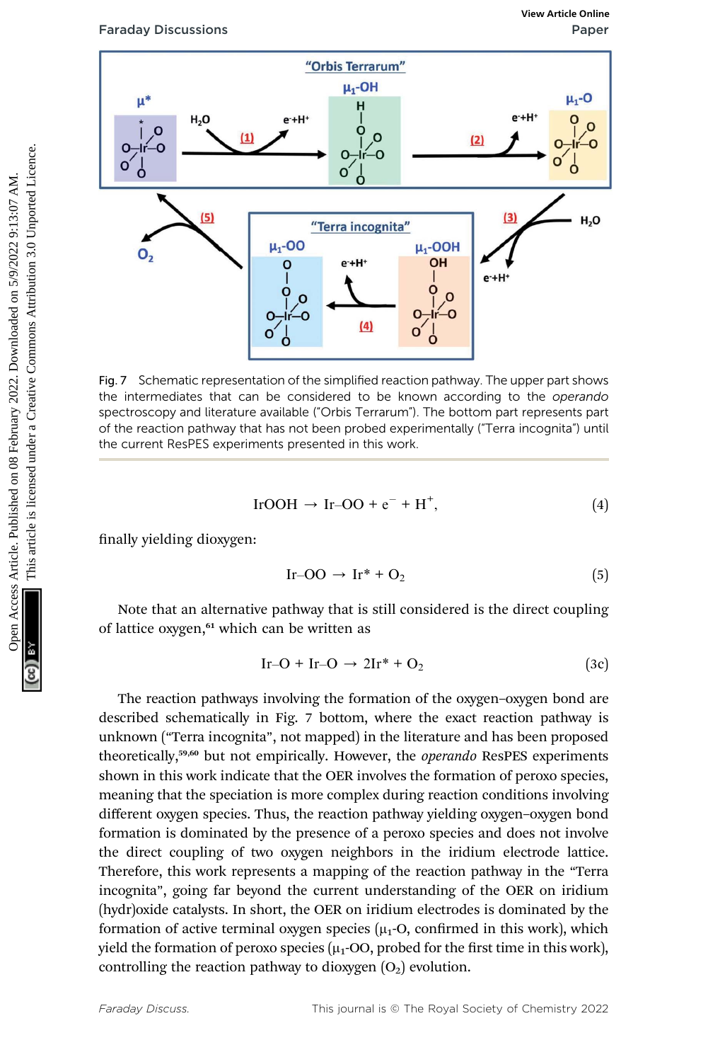Fig. 7 Schematic representation of the simplified reaction pathway. The upper part shows the intermediates that can be considered to be known according to the *operando* spectroscopy and literature available ("Orbis Terrarum"). The bottom part represents part of the reaction pathway that has not been probed experimentally ("Terra incognita") until the current ResPES experiments presented in this work.

$$\text{IrOOH} \rightarrow \text{Ir–OO} + e^- + H^+, \quad (4)$$

finally yielding dioxygen:

$$\text{Ir–OO} \rightarrow \text{Ir}^* + O_2 \quad (5)$$

Note that an alternative pathway that is still considered is the direct coupling of lattice oxygen,[61] which can be written as

$$\text{Ir–O} + \text{Ir–O} \rightarrow 2\text{Ir}^* + O_2 \quad (3c)$$

The reaction pathways involving the formation of the oxygen–oxygen bond are described schematically in Fig. 7 bottom, where the exact reaction pathway is unknown ("Terra incognita", not mapped) in the literature and has been proposed theoretically,[59,60] but not empirically. However, the *operando* ResPES experiments shown in this work indicate that the OER involves the formation of peroxo species, meaning that the speciation is more complex during reaction conditions involving different oxygen species. Thus, the reaction pathway yielding oxygen–oxygen bond formation is dominated by the presence of a peroxo species and does not involve the direct coupling of two oxygen neighbors in the iridium electrode lattice. Therefore, this work represents a mapping of the reaction pathway in the "Terra incognita", going far beyond the current understanding of the OER on iridium (hydr)oxide catalysts. In short, the OER on iridium electrodes is dominated by the formation of active terminal oxygen species ($\mu_1$-O, confirmed in this work), which yield the formation of peroxo species ($\mu_1$-OO, probed for the first time in this work), controlling the reaction pathway to dioxygen ($O_2$) evolution.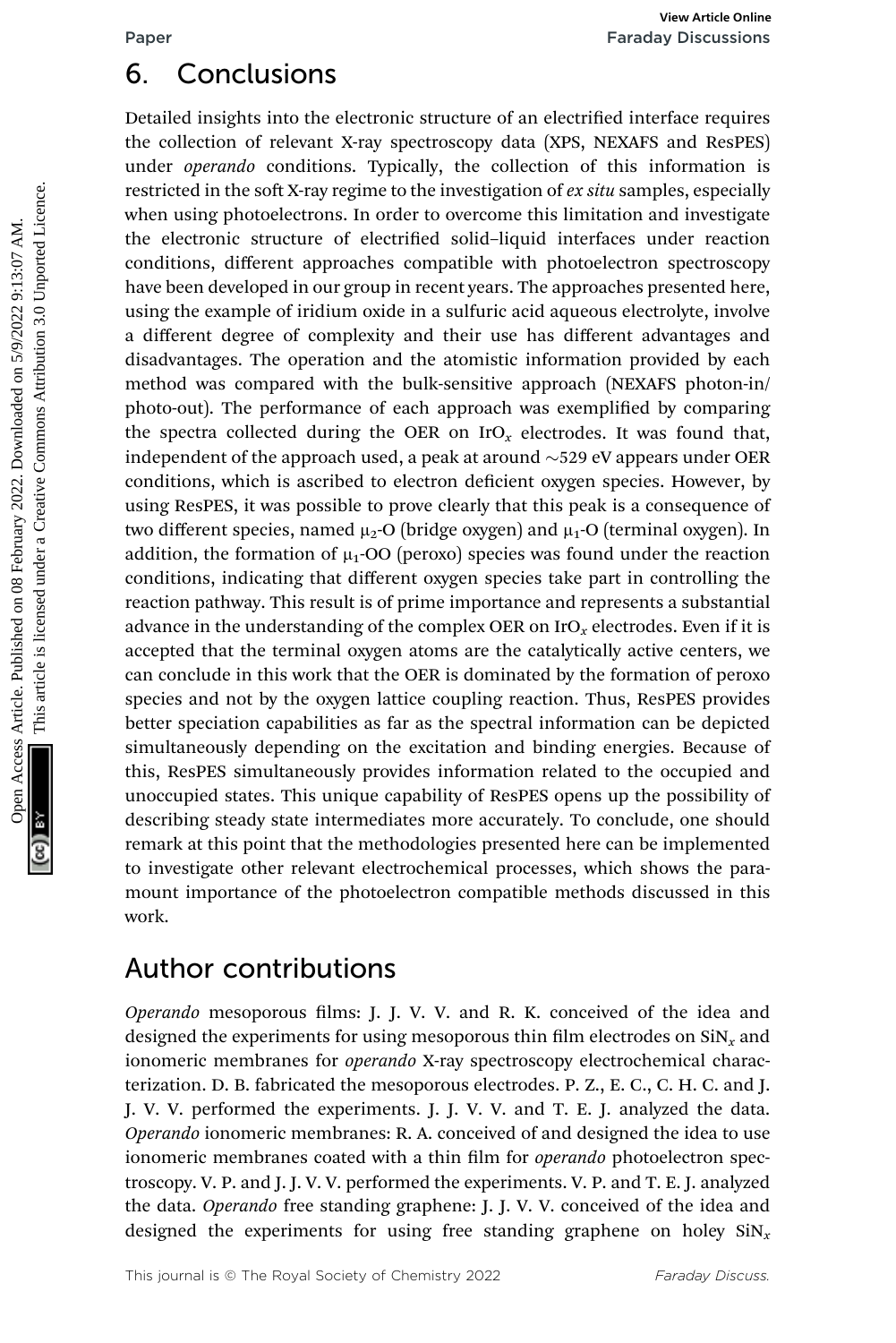## 6. Conclusions

Detailed insights into the electronic structure of an electrified interface requires the collection of relevant X-ray spectroscopy data (XPS, NEXAFS and ResPES) under *operando* conditions. Typically, the collection of this information is restricted in the soft X-ray regime to the investigation of *ex situ* samples, especially when using photoelectrons. In order to overcome this limitation and investigate the electronic structure of electrified solid–liquid interfaces under reaction conditions, different approaches compatible with photoelectron spectroscopy have been developed in our group in recent years. The approaches presented here, using the example of iridium oxide in a sulfuric acid aqueous electrolyte, involve a different degree of complexity and their use has different advantages and disadvantages. The operation and the atomistic information provided by each method was compared with the bulk-sensitive approach (NEXAFS photon-in/photo-out). The performance of each approach was exemplified by comparing the spectra collected during the OER on $IrO_x$ electrodes. It was found that, independent of the approach used, a peak at around ~529 eV appears under OER conditions, which is ascribed to electron deficient oxygen species. However, by using ResPES, it was possible to prove clearly that this peak is a consequence of two different species, named $\mu_2$-O (bridge oxygen) and $\mu_1$-O (terminal oxygen). In addition, the formation of $\mu_1$-OO (peroxo) species was found under the reaction conditions, indicating that different oxygen species take part in controlling the reaction pathway. This result is of prime importance and represents a substantial advance in the understanding of the complex OER on $IrO_x$ electrodes. Even if it is accepted that the terminal oxygen atoms are the catalytically active centers, we can conclude in this work that the OER is dominated by the formation of peroxo species and not by the oxygen lattice coupling reaction. Thus, ResPES provides better speciation capabilities as far as the spectral information can be depicted simultaneously depending on the excitation and binding energies. Because of this, ResPES simultaneously provides information related to the occupied and unoccupied states. This unique capability of ResPES opens up the possibility of describing steady state intermediates more accurately. To conclude, one should remark at this point that the methodologies presented here can be implemented to investigate other relevant electrochemical processes, which shows the paramount importance of the photoelectron compatible methods discussed in this work.

## Author contributions

*Operando* mesoporous films: J. J. V. V. and R. K. conceived of the idea and designed the experiments for using mesoporous thin film electrodes on $SiN_x$ and ionomeric membranes for *operando* X-ray spectroscopy electrochemical characterization. D. B. fabricated the mesoporous electrodes. P. Z., E. C., C. H. C. and J. J. V. V. performed the experiments. J. J. V. V. and T. E. J. analyzed the data. *Operando* ionomeric membranes: R. A. conceived of and designed the idea to use ionomeric membranes coated with a thin film for *operando* photoelectron spectroscopy. V. P. and J. J. V. V. performed the experiments. V. P. and T. E. J. analyzed the data. *Operando* free standing graphene: J. J. V. V. conceived of the idea and designed the experiments for using free standing graphene on holey $SiN_x$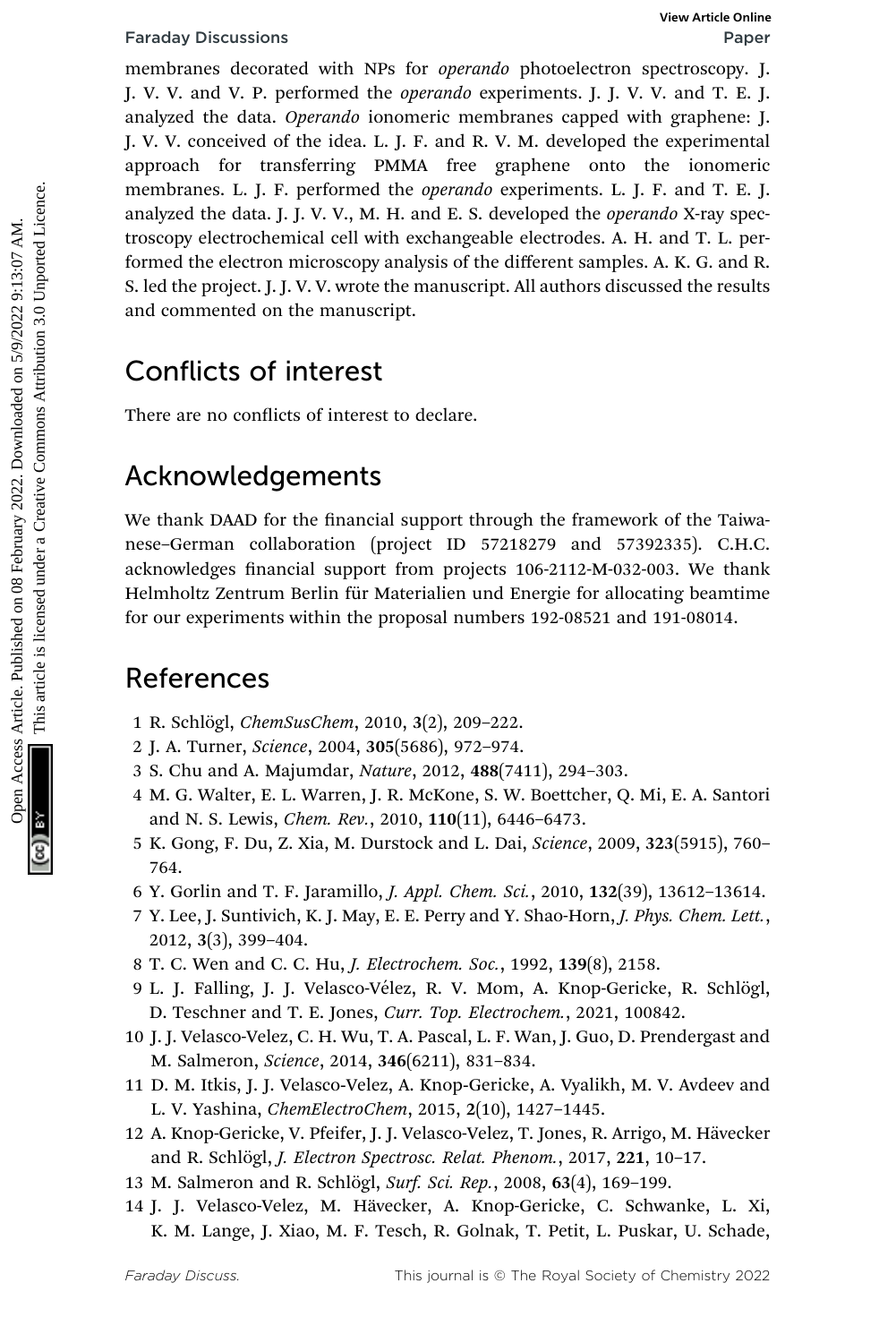membranes decorated with NPs for *operando* photoelectron spectroscopy. J. J. V. V. and V. P. performed the *operando* experiments. J. J. V. V. and T. E. J. analyzed the data. *Operando* ionomeric membranes capped with graphene: J. J. V. V. conceived of the idea. L. J. F. and R. V. M. developed the experimental approach for transferring PMMA free graphene onto the ionomeric membranes. L. J. F. performed the *operando* experiments. L. J. F. and T. E. J. analyzed the data. J. J. V. V., M. H. and E. S. developed the *operando* X-ray spectroscopy electrochemical cell with exchangeable electrodes. A. H. and T. L. performed the electron microscopy analysis of the different samples. A. K. G. and R. S. led the project. J. J. V. V. wrote the manuscript. All authors discussed the results and commented on the manuscript.

## Conflicts of interest

There are no conflicts of interest to declare.

## Acknowledgements

We thank DAAD for the financial support through the framework of the Taiwanese–German collaboration (project ID 57218279 and 57392335). C.H.C. acknowledges financial support from projects 106-2112-M-032-003. We thank Helmholtz Zentrum Berlin für Materialien und Energie for allocating beamtime for our experiments within the proposal numbers 192-08521 and 191-08014.

## References

1. R. Schlögl, *ChemSusChem*, 2010, **3**(2), 209–222.
2. J. A. Turner, *Science*, 2004, **305**(5686), 972–974.
3. S. Chu and A. Majumdar, *Nature*, 2012, **488**(7411), 294–303.
4. M. G. Walter, E. L. Warren, J. R. McKone, S. W. Boettcher, Q. Mi, E. A. Santori and N. S. Lewis, *Chem. Rev.*, 2010, **110**(11), 6446–6473.
5. K. Gong, F. Du, Z. Xia, M. Durstock and L. Dai, *Science*, 2009, **323**(5915), 760–764.
6. Y. Gorlin and T. F. Jaramillo, *J. Appl. Chem. Sci.*, 2010, **132**(39), 13612–13614.
7. Y. Lee, J. Suntivich, K. J. May, E. E. Perry and Y. Shao-Horn, *J. Phys. Chem. Lett.*, 2012, **3**(3), 399–404.
8. T. C. Wen and C. C. Hu, *J. Electrochem. Soc.*, 1992, **139**(8), 2158.
9. L. J. Falling, J. J. Velasco-Vélez, R. V. Mom, A. Knop-Gericke, R. Schlögl, D. Teschner and T. E. Jones, *Curr. Top. Electrochem.*, 2021, 100842.
10. J. J. Velasco-Velez, C. H. Wu, T. A. Pascal, L. F. Wan, J. Guo, D. Prendergast and M. Salmeron, *Science*, 2014, **346**(6211), 831–834.
11. D. M. Itkis, J. J. Velasco-Velez, A. Knop-Gericke, A. Vyalikh, M. V. Avdeev and L. V. Yashina, *ChemElectroChem*, 2015, **2**(10), 1427–1445.
12. A. Knop-Gericke, V. Pfeifer, J. J. Velasco-Velez, T. Jones, R. Arrigo, M. Hävecker and R. Schlögl, *J. Electron Spectrosc. Relat. Phenom.*, 2017, **221**, 10–17.
13. M. Salmeron and R. Schlögl, *Surf. Sci. Rep.*, 2008, **63**(4), 169–199.
14. J. J. Velasco-Velez, M. Hävecker, A. Knop-Gericke, C. Schwanke, L. Xi, K. M. Lange, J. Xiao, M. F. Tesch, R. Golnak, T. Petit, L. Puskar, U. Schade,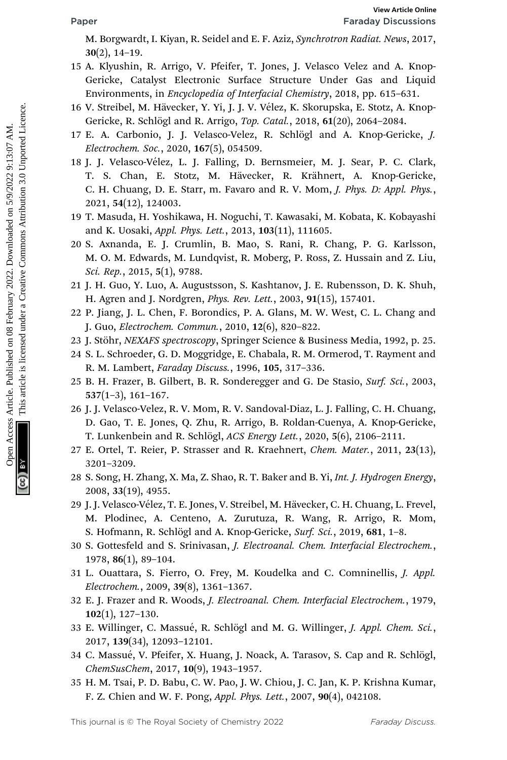M. Borgwardt, I. Kiyan, R. Seidel and E. F. Aziz, *Synchrotron Radiat. News*, 2017, **30**(2), 14–19.

15 A. Klyushin, R. Arrigo, V. Pfeifer, T. Jones, J. Velasco Velez and A. Knop-Gericke, Catalyst Electronic Surface Structure Under Gas and Liquid Environments, in *Encyclopedia of Interfacial Chemistry*, 2018, pp. 615–631.

16 V. Streibel, M. Hävecker, Y. Yi, J. J. V. Vélez, K. Skorupska, E. Stotz, A. Knop-Gericke, R. Schlögl and R. Arrigo, *Top. Catal.*, 2018, **61**(20), 2064–2084.

17 E. A. Carbonio, J. J. Velasco-Velez, R. Schlögl and A. Knop-Gericke, *J. Electrochem. Soc.*, 2020, **167**(5), 054509.

18 J. J. Velasco-Vélez, L. J. Falling, D. Bernsmeier, M. J. Sear, P. C. Clark, T. S. Chan, E. Stotz, M. Hävecker, R. Krähnert, A. Knop-Gericke, C. H. Chuang, D. E. Starr, m. Favaro and R. V. Mom, *J. Phys. D: Appl. Phys.*, 2021, **54**(12), 124003.

19 T. Masuda, H. Yoshikawa, H. Noguchi, T. Kawasaki, M. Kobata, K. Kobayashi and K. Uosaki, *Appl. Phys. Lett.*, 2013, **103**(11), 111605.

20 S. Axnanda, E. J. Crumlin, B. Mao, S. Rani, R. Chang, P. G. Karlsson, M. O. M. Edwards, M. Lundqvist, R. Moberg, P. Ross, Z. Hussain and Z. Liu, *Sci. Rep.*, 2015, **5**(1), 9788.

21 J. H. Guo, Y. Luo, A. Augustsson, S. Kashtanov, J. E. Rubensson, D. K. Shuh, H. Agren and J. Nordgren, *Phys. Rev. Lett.*, 2003, **91**(15), 157401.

22 P. Jiang, J. L. Chen, F. Borondics, P. A. Glans, M. W. West, C. L. Chang and J. Guo, *Electrochem. Commun.*, 2010, **12**(6), 820–822.

23 J. Stöhr, *NEXAFS spectroscopy*, Springer Science & Business Media, 1992, p. 25.

24 S. L. Schroeder, G. D. Moggridge, E. Chabala, R. M. Ormerod, T. Rayment and R. M. Lambert, *Faraday Discuss.*, 1996, **105**, 317–336.

25 B. H. Frazer, B. Gilbert, B. R. Sonderegger and G. De Stasio, *Surf. Sci.*, 2003, **537**(1–3), 161–167.

26 J. J. Velasco-Velez, R. V. Mom, R. V. Sandoval-Diaz, L. J. Falling, C. H. Chuang, D. Gao, T. E. Jones, Q. Zhu, R. Arrigo, B. Roldan-Cuenya, A. Knop-Gericke, T. Lunkenbein and R. Schlögl, *ACS Energy Lett.*, 2020, **5**(6), 2106–2111.

27 E. Ortel, T. Reier, P. Strasser and R. Kraehnert, *Chem. Mater.*, 2011, **23**(13), 3201–3209.

28 S. Song, H. Zhang, X. Ma, Z. Shao, R. T. Baker and B. Yi, *Int. J. Hydrogen Energy*, 2008, **33**(19), 4955.

29 J. J. Velasco-Vélez, T. E. Jones, V. Streibel, M. Hävecker, C. H. Chuang, L. Frevel, M. Plodinec, A. Centeno, A. Zurutuza, R. Wang, R. Arrigo, R. Mom, S. Hofmann, R. Schlögl and A. Knop-Gericke, *Surf. Sci.*, 2019, **681**, 1–8.

30 S. Gottesfeld and S. Srinivasan, *J. Electroanal. Chem. Interfacial Electrochem.*, 1978, **86**(1), 89–104.

31 L. Ouattara, S. Fierro, O. Frey, M. Koudelka and C. Comninellis, *J. Appl. Electrochem.*, 2009, **39**(8), 1361–1367.

32 E. J. Frazer and R. Woods, *J. Electroanal. Chem. Interfacial Electrochem.*, 1979, **102**(1), 127–130.

33 E. Willinger, C. Massué, R. Schlögl and M. G. Willinger, *J. Appl. Chem. Sci.*, 2017, **139**(34), 12093–12101.

34 C. Massué, V. Pfeifer, X. Huang, J. Noack, A. Tarasov, S. Cap and R. Schlögl, *ChemSusChem*, 2017, **10**(9), 1943–1957.

35 H. M. Tsai, P. D. Babu, C. W. Pao, J. W. Chiou, J. C. Jan, K. P. Krishna Kumar, F. Z. Chien and W. F. Pong, *Appl. Phys. Lett.*, 2007, **90**(4), 042108.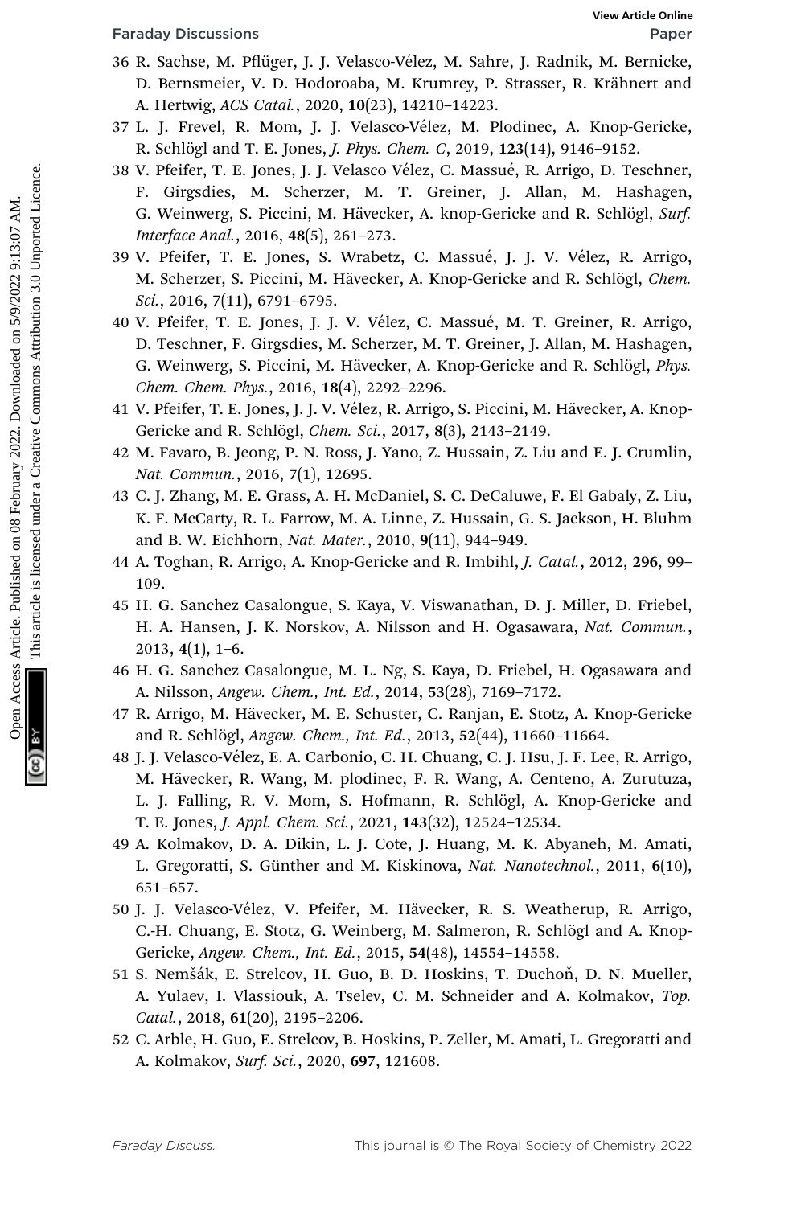36 R. Sachse, M. Pflüger, J. J. Velasco-Vélez, M. Sahre, J. Radnik, M. Bernicke, D. Bernsmeier, V. D. Hodoroaba, M. Krumrey, P. Strasser, R. Krähnert and A. Hertwig, *ACS Catal.*, 2020, **10**(23), 14210–14223.

37 L. J. Frevel, R. Mom, J. J. Velasco-Vélez, M. Plodinec, A. Knop-Gericke, R. Schlögl and T. E. Jones, *J. Phys. Chem. C*, 2019, **123**(14), 9146–9152.

38 V. Pfeifer, T. E. Jones, J. J. Velasco Vélez, C. Massué, R. Arrigo, D. Teschner, F. Girgsdies, M. Scherzer, M. T. Greiner, J. Allan, M. Hashagen, G. Weinwerg, S. Piccini, M. Hävecker, A. knop-Gericke and R. Schlögl, *Surf. Interface Anal.*, 2016, **48**(5), 261–273.

39 V. Pfeifer, T. E. Jones, S. Wrabetz, C. Massué, J. J. V. Vélez, R. Arrigo, M. Scherzer, S. Piccini, M. Hävecker, A. Knop-Gericke and R. Schlögl, *Chem. Sci.*, 2016, **7**(11), 6791–6795.

40 V. Pfeifer, T. E. Jones, J. J. V. Vélez, C. Massué, M. T. Greiner, R. Arrigo, D. Teschner, F. Girgsdies, M. Scherzer, M. T. Greiner, J. Allan, M. Hashagen, G. Weinwerg, S. Piccini, M. Hävecker, A. Knop-Gericke and R. Schlögl, *Phys. Chem. Chem. Phys.*, 2016, **18**(4), 2292–2296.

41 V. Pfeifer, T. E. Jones, J. J. V. Vélez, R. Arrigo, S. Piccini, M. Hävecker, A. Knop-Gericke and R. Schlögl, *Chem. Sci.*, 2017, **8**(3), 2143–2149.

42 M. Favaro, B. Jeong, P. N. Ross, J. Yano, Z. Hussain, Z. Liu and E. J. Crumlin, *Nat. Commun.*, 2016, **7**(1), 12695.

43 C. J. Zhang, M. E. Grass, A. H. McDaniel, S. C. DeCaluwe, F. El Gabaly, Z. Liu, K. F. McCarty, R. L. Farrow, M. A. Linne, Z. Hussain, G. S. Jackson, H. Bluhm and B. W. Eichhorn, *Nat. Mater.*, 2010, **9**(11), 944–949.

44 A. Toghan, R. Arrigo, A. Knop-Gericke and R. Imbihl, *J. Catal.*, 2012, **296**, 99–109.

45 H. G. Sanchez Casalongue, S. Kaya, V. Viswanathan, D. J. Miller, D. Friebel, H. A. Hansen, J. K. Norskov, A. Nilsson and H. Ogasawara, *Nat. Commun.*, 2013, **4**(1), 1–6.

46 H. G. Sanchez Casalongue, M. L. Ng, S. Kaya, D. Friebel, H. Ogasawara and A. Nilsson, *Angew. Chem., Int. Ed.*, 2014, **53**(28), 7169–7172.

47 R. Arrigo, M. Hävecker, M. E. Schuster, C. Ranjan, E. Stotz, A. Knop-Gericke and R. Schlögl, *Angew. Chem., Int. Ed.*, 2013, **52**(44), 11660–11664.

48 J. J. Velasco-Vélez, E. A. Carbonio, C. H. Chuang, C. J. Hsu, J. F. Lee, R. Arrigo, M. Hävecker, R. Wang, M. plodinec, F. R. Wang, A. Centeno, A. Zurutuza, L. J. Falling, R. V. Mom, S. Hofmann, R. Schlögl, A. Knop-Gericke and T. E. Jones, *J. Appl. Chem. Sci.*, 2021, **143**(32), 12524–12534.

49 A. Kolmakov, D. A. Dikin, L. J. Cote, J. Huang, M. K. Abyaneh, M. Amati, L. Gregoratti, S. Günther and M. Kiskinova, *Nat. Nanotechnol.*, 2011, **6**(10), 651–657.

50 J. J. Velasco-Vélez, V. Pfeifer, M. Hävecker, R. S. Weatherup, R. Arrigo, C.-H. Chuang, E. Stotz, G. Weinberg, M. Salmeron, R. Schlögl and A. Knop-Gericke, *Angew. Chem., Int. Ed.*, 2015, **54**(48), 14554–14558.

51 S. Nemšák, E. Strelcov, H. Guo, B. D. Hoskins, T. Duchoň, D. N. Mueller, A. Yulaev, I. Vlassiouk, A. Tselev, C. M. Schneider and A. Kolmakov, *Top. Catal.*, 2018, **61**(20), 2195–2206.

52 C. Arble, H. Guo, E. Strelcov, B. Hoskins, P. Zeller, M. Amati, L. Gregoratti and A. Kolmakov, *Surf. Sci.*, 2020, **697**, 121608.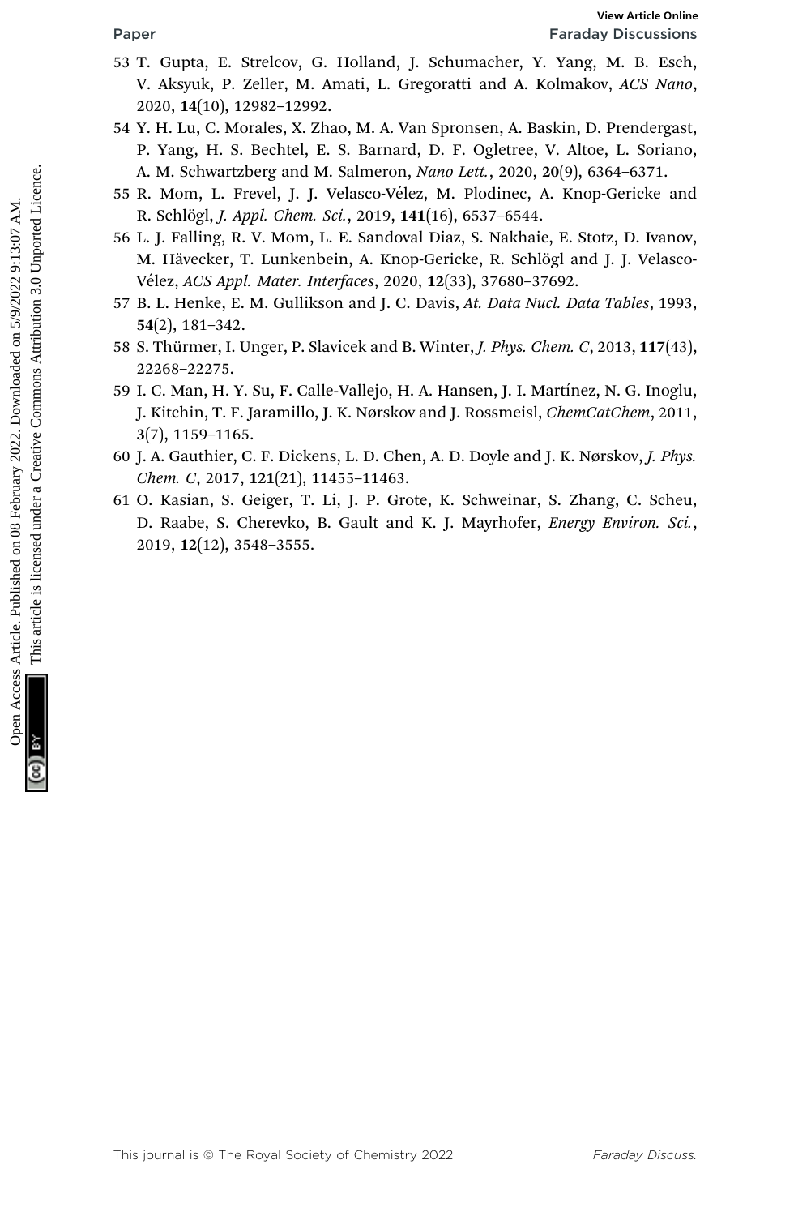53 T. Gupta, E. Strelcov, G. Holland, J. Schumacher, Y. Yang, M. B. Esch, V. Aksyuk, P. Zeller, M. Amati, L. Gregoratti and A. Kolmakov, *ACS Nano*, 2020, **14**(10), 12982–12992.

54 Y. H. Lu, C. Morales, X. Zhao, M. A. Van Spronsen, A. Baskin, D. Prendergast, P. Yang, H. S. Bechtel, E. S. Barnard, D. F. Ogletree, V. Altoe, L. Soriano, A. M. Schwartzberg and M. Salmeron, *Nano Lett.*, 2020, **20**(9), 6364–6371.

55 R. Mom, L. Frevel, J. J. Velasco-Vélez, M. Plodinec, A. Knop-Gericke and R. Schlögl, *J. Appl. Chem. Sci.*, 2019, **141**(16), 6537–6544.

56 L. J. Falling, R. V. Mom, L. E. Sandoval Diaz, S. Nakhaie, E. Stotz, D. Ivanov, M. Hävecker, T. Lunkenbein, A. Knop-Gericke, R. Schlögl and J. J. Velasco-Vélez, *ACS Appl. Mater. Interfaces*, 2020, **12**(33), 37680–37692.

57 B. L. Henke, E. M. Gullikson and J. C. Davis, *At. Data Nucl. Data Tables*, 1993, **54**(2), 181–342.

58 S. Thürmer, I. Unger, P. Slavicek and B. Winter, *J. Phys. Chem. C*, 2013, **117**(43), 22268–22275.

59 I. C. Man, H. Y. Su, F. Calle-Vallejo, H. A. Hansen, J. I. Martínez, N. G. Inoglu, J. Kitchin, T. F. Jaramillo, J. K. Nørskov and J. Rossmeisl, *ChemCatChem*, 2011, **3**(7), 1159–1165.

60 J. A. Gauthier, C. F. Dickens, L. D. Chen, A. D. Doyle and J. K. Nørskov, *J. Phys. Chem. C*, 2017, **121**(21), 11455–11463.

61 O. Kasian, S. Geiger, T. Li, J. P. Grote, K. Schweinar, S. Zhang, C. Scheu, D. Raabe, S. Cherevko, B. Gault and K. J. Mayrhofer, *Energy Environ. Sci.*, 2019, **12**(12), 3548–3555.